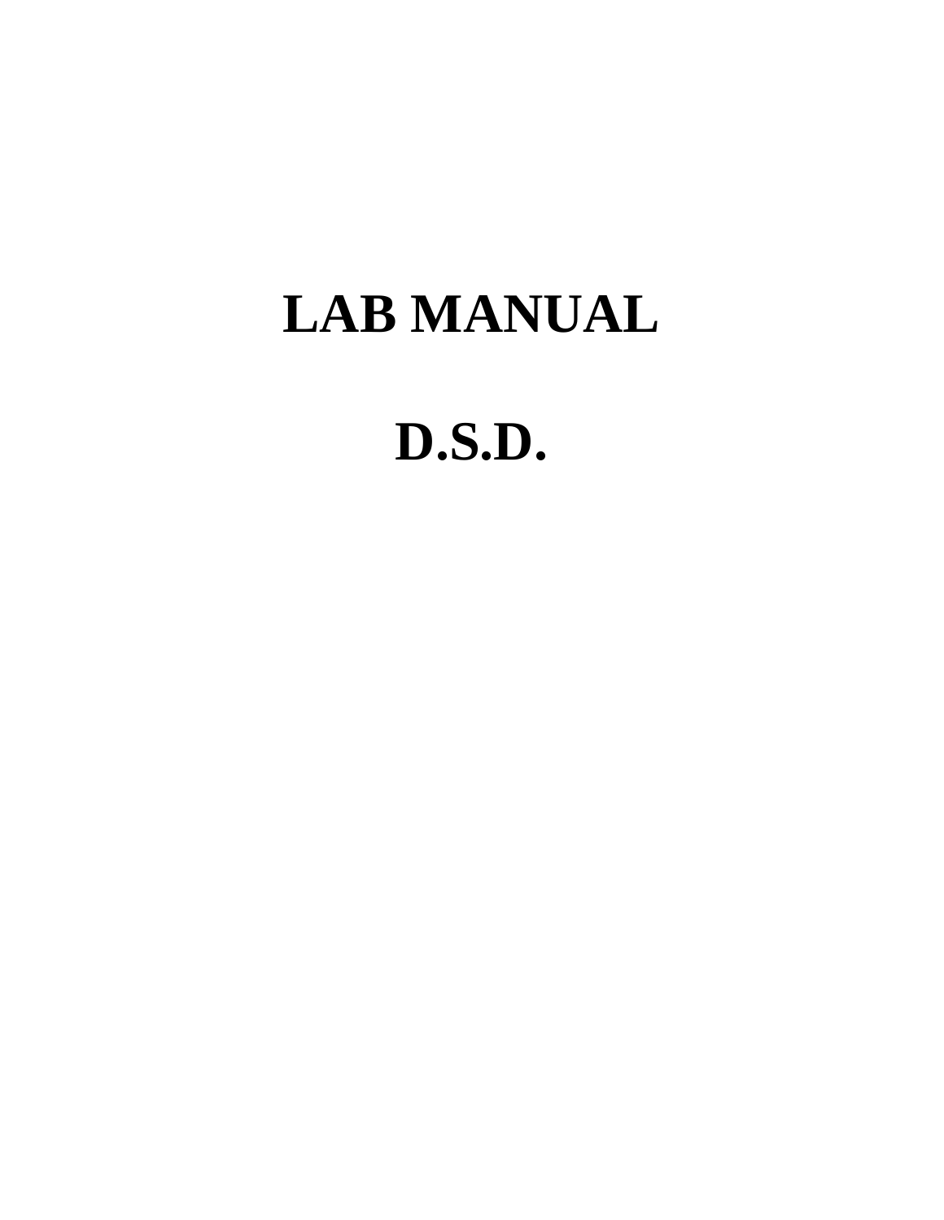# LAB MANUAL

# D.S.D.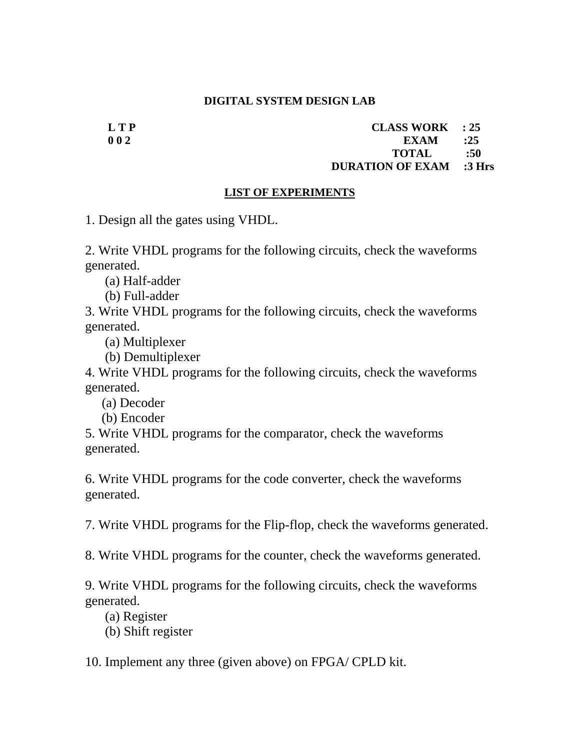# DIGITAL SYSTEM DESIGN LAB

| L T P | | CLASS WORK | : 25 |
|---|---|---|---|
| 0 0 2 | | EXAM | :25 |
| | | TOTAL | :50 |
| | | DURATION OF EXAM | :3 Hrs |

## LIST OF EXPERIMENTS

1. Design all the gates using VHDL.

2. Write VHDL programs for the following circuits, check the waveforms generated.
   (a) Half-adder
   (b) Full-adder

3. Write VHDL programs for the following circuits, check the waveforms generated.
   (a) Multiplexer
   (b) Demultiplexer

4. Write VHDL programs for the following circuits, check the waveforms generated.
   (a) Decoder
   (b) Encoder

5. Write VHDL programs for the comparator, check the waveforms generated.

6. Write VHDL programs for the code converter, check the waveforms generated.

7. Write VHDL programs for the Flip-flop, check the waveforms generated.

8. Write VHDL programs for the counter, check the waveforms generated.

9. Write VHDL programs for the following circuits, check the waveforms generated.
   (a) Register
   (b) Shift register

10. Implement any three (given above) on FPGA/ CPLD kit.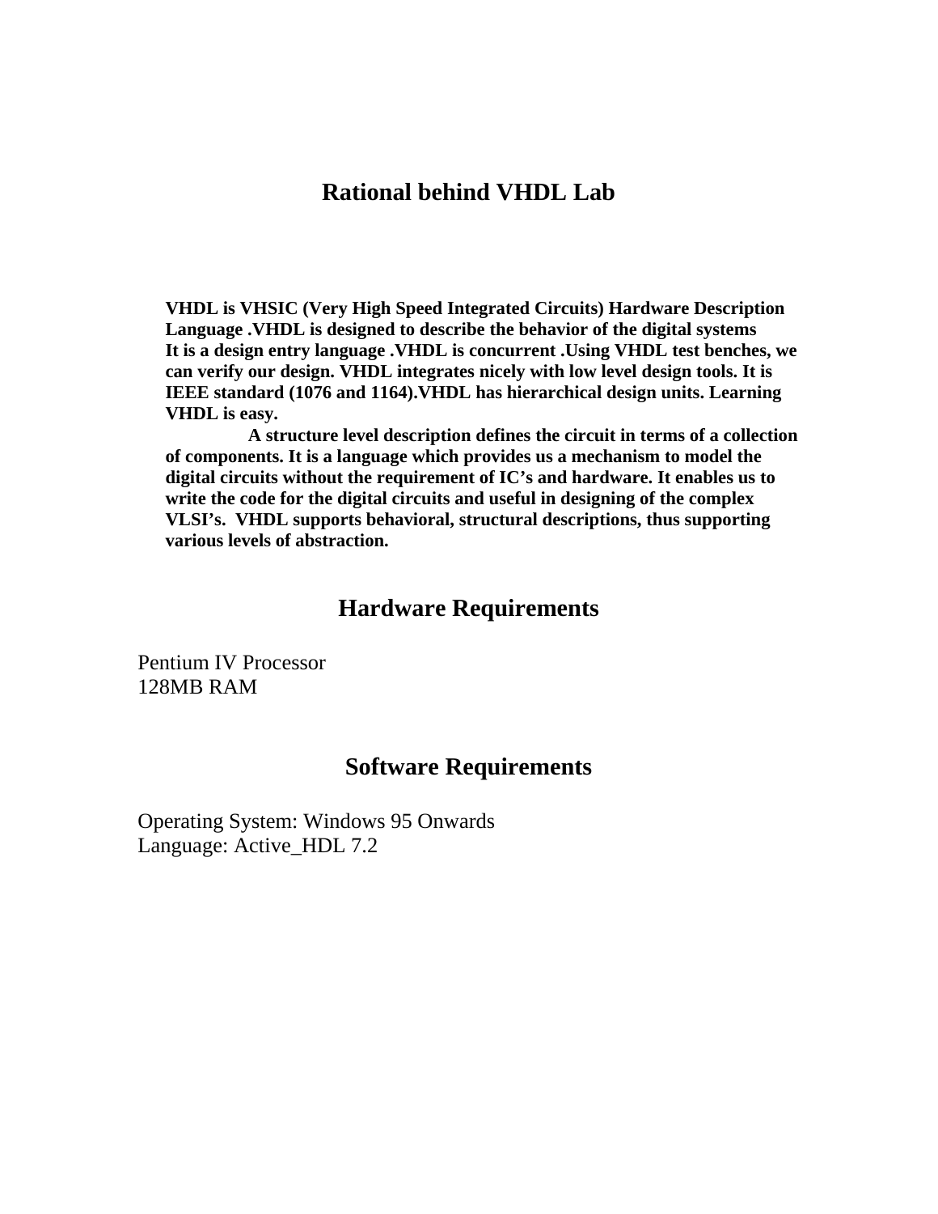# Rational behind VHDL Lab

**VHDL is VHSIC (Very High Speed Integrated Circuits) Hardware Description Language .VHDL is designed to describe the behavior of the digital systems It is a design entry language .VHDL is concurrent .Using VHDL test benches, we can verify our design. VHDL integrates nicely with low level design tools. It is IEEE standard (1076 and 1164).VHDL has hierarchical design units. Learning VHDL is easy.**

**A structure level description defines the circuit in terms of a collection of components. It is a language which provides us a mechanism to model the digital circuits without the requirement of IC's and hardware. It enables us to write the code for the digital circuits and useful in designing of the complex VLSI's. VHDL supports behavioral, structural descriptions, thus supporting various levels of abstraction.**

## Hardware Requirements

Pentium IV Processor
128MB RAM

## Software Requirements

Operating System: Windows 95 Onwards
Language: Active_HDL 7.2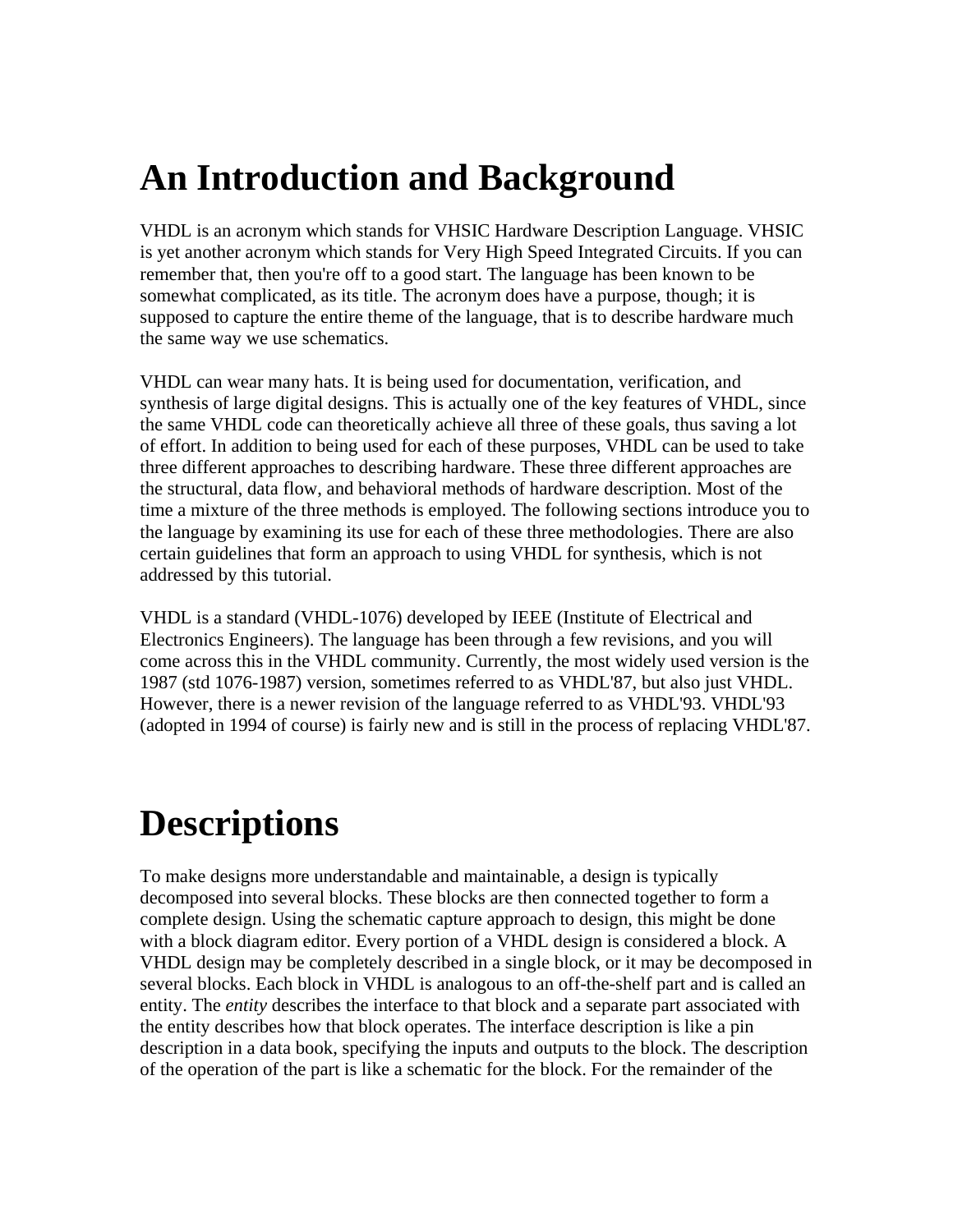# An Introduction and Background

VHDL is an acronym which stands for VHSIC Hardware Description Language. VHSIC is yet another acronym which stands for Very High Speed Integrated Circuits. If you can remember that, then you're off to a good start. The language has been known to be somewhat complicated, as its title. The acronym does have a purpose, though; it is supposed to capture the entire theme of the language, that is to describe hardware much the same way we use schematics.

VHDL can wear many hats. It is being used for documentation, verification, and synthesis of large digital designs. This is actually one of the key features of VHDL, since the same VHDL code can theoretically achieve all three of these goals, thus saving a lot of effort. In addition to being used for each of these purposes, VHDL can be used to take three different approaches to describing hardware. These three different approaches are the structural, data flow, and behavioral methods of hardware description. Most of the time a mixture of the three methods is employed. The following sections introduce you to the language by examining its use for each of these three methodologies. There are also certain guidelines that form an approach to using VHDL for synthesis, which is not addressed by this tutorial.

VHDL is a standard (VHDL-1076) developed by IEEE (Institute of Electrical and Electronics Engineers). The language has been through a few revisions, and you will come across this in the VHDL community. Currently, the most widely used version is the 1987 (std 1076-1987) version, sometimes referred to as VHDL'87, but also just VHDL. However, there is a newer revision of the language referred to as VHDL'93. VHDL'93 (adopted in 1994 of course) is fairly new and is still in the process of replacing VHDL'87.

# Descriptions

To make designs more understandable and maintainable, a design is typically decomposed into several blocks. These blocks are then connected together to form a complete design. Using the schematic capture approach to design, this might be done with a block diagram editor. Every portion of a VHDL design is considered a block. A VHDL design may be completely described in a single block, or it may be decomposed in several blocks. Each block in VHDL is analogous to an off-the-shelf part and is called an entity. The *entity* describes the interface to that block and a separate part associated with the entity describes how that block operates. The interface description is like a pin description in a data book, specifying the inputs and outputs to the block. The description of the operation of the part is like a schematic for the block. For the remainder of the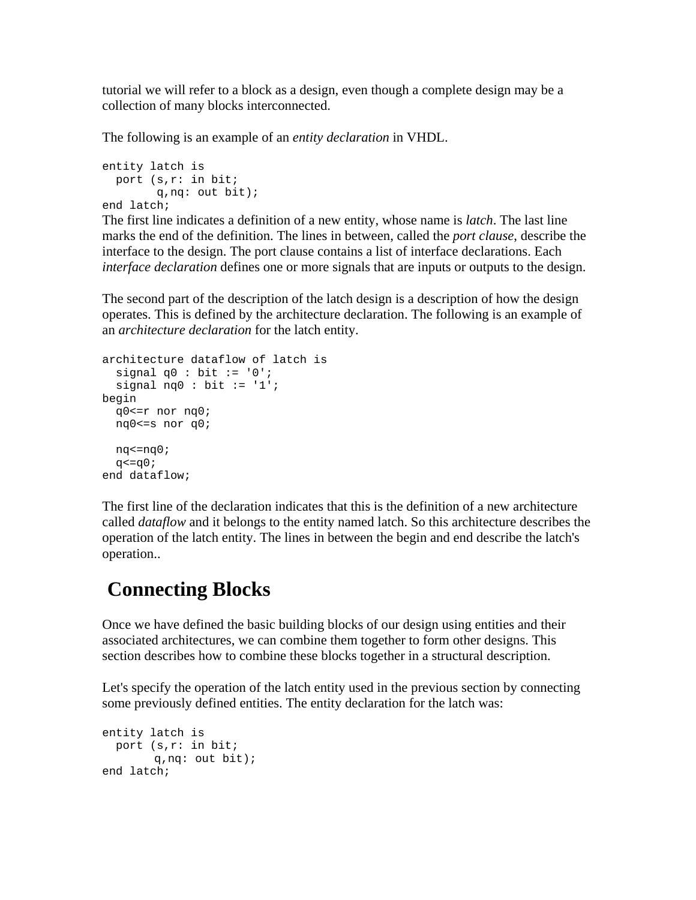tutorial we will refer to a block as a design, even though a complete design may be a collection of many blocks interconnected.

The following is an example of an *entity declaration* in VHDL.

```
entity latch is
  port (s,r: in bit;
        q,nq: out bit);
end latch;
```

The first line indicates a definition of a new entity, whose name is *latch*. The last line marks the end of the definition. The lines in between, called the *port clause*, describe the interface to the design. The port clause contains a list of interface declarations. Each *interface declaration* defines one or more signals that are inputs or outputs to the design.

The second part of the description of the latch design is a description of how the design operates. This is defined by the architecture declaration. The following is an example of an *architecture declaration* for the latch entity.

```
architecture dataflow of latch is
  signal q0 : bit := '0';
  signal nq0 : bit := '1';
begin
  q0<=r nor nq0;
  nq0<=s nor q0;

  nq<=nq0;
  q<=q0;
end dataflow;
```

The first line of the declaration indicates that this is the definition of a new architecture called *dataflow* and it belongs to the entity named latch. So this architecture describes the operation of the latch entity. The lines in between the begin and end describe the latch's operation..

## Connecting Blocks

Once we have defined the basic building blocks of our design using entities and their associated architectures, we can combine them together to form other designs. This section describes how to combine these blocks together in a structural description.

Let's specify the operation of the latch entity used in the previous section by connecting some previously defined entities. The entity declaration for the latch was:

```
entity latch is
  port (s,r: in bit;
       q,nq: out bit);
end latch;
```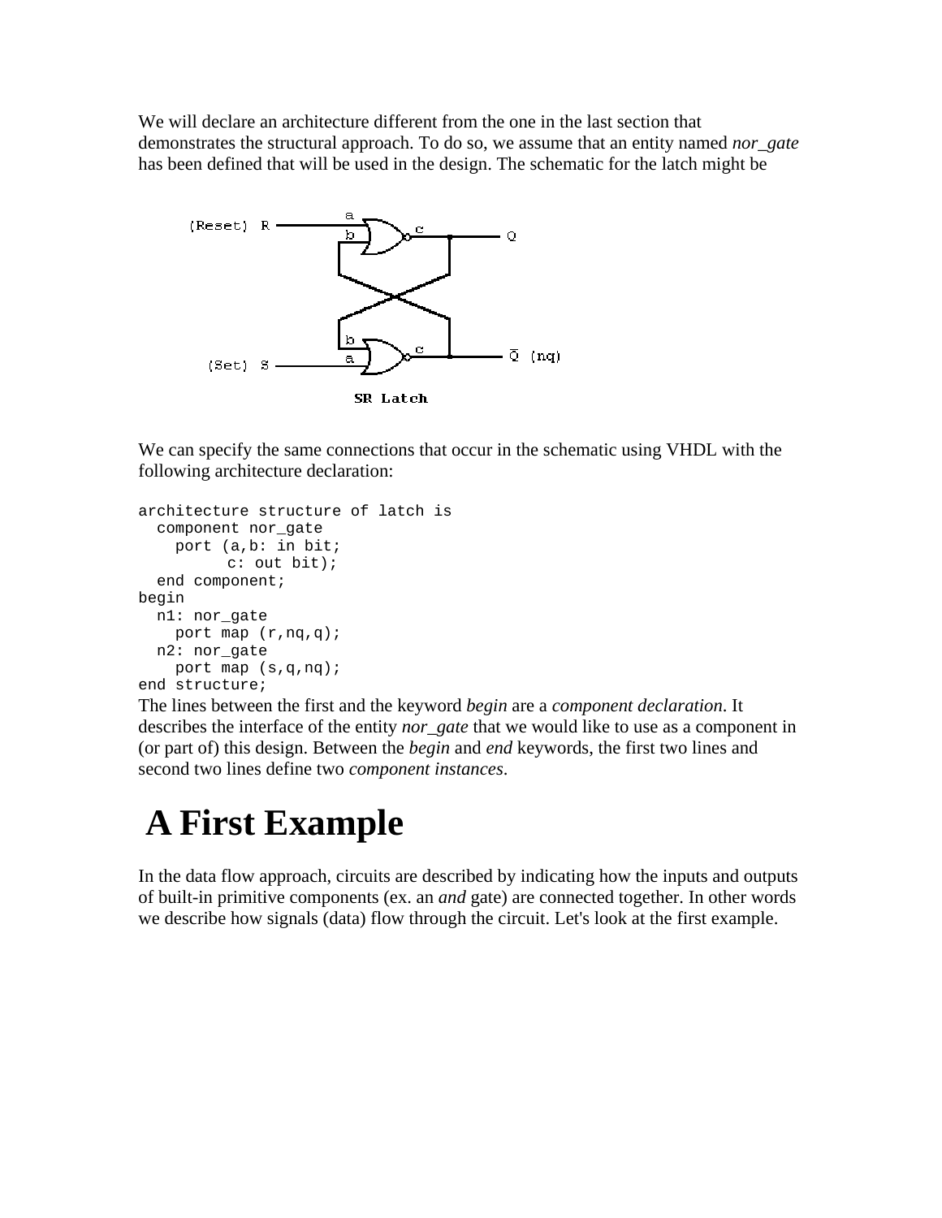We will declare an architecture different from the one in the last section that demonstrates the structural approach. To do so, we assume that an entity named *nor_gate* has been defined that will be used in the design. The schematic for the latch might be

SR Latch

We can specify the same connections that occur in the schematic using VHDL with the following architecture declaration:

```
architecture structure of latch is
  component nor_gate
    port (a,b: in bit;
          c: out bit);
  end component;
begin
  n1: nor_gate
    port map (r,nq,q);
  n2: nor_gate
    port map (s,q,nq);
end structure;
```

The lines between the first and the keyword *begin* are a *component declaration*. It describes the interface of the entity *nor_gate* that we would like to use as a component in (or part of) this design. Between the *begin* and *end* keywords, the first two lines and second two lines define two *component instances*.

# A First Example

In the data flow approach, circuits are described by indicating how the inputs and outputs of built-in primitive components (ex. an *and* gate) are connected together. In other words we describe how signals (data) flow through the circuit. Let's look at the first example.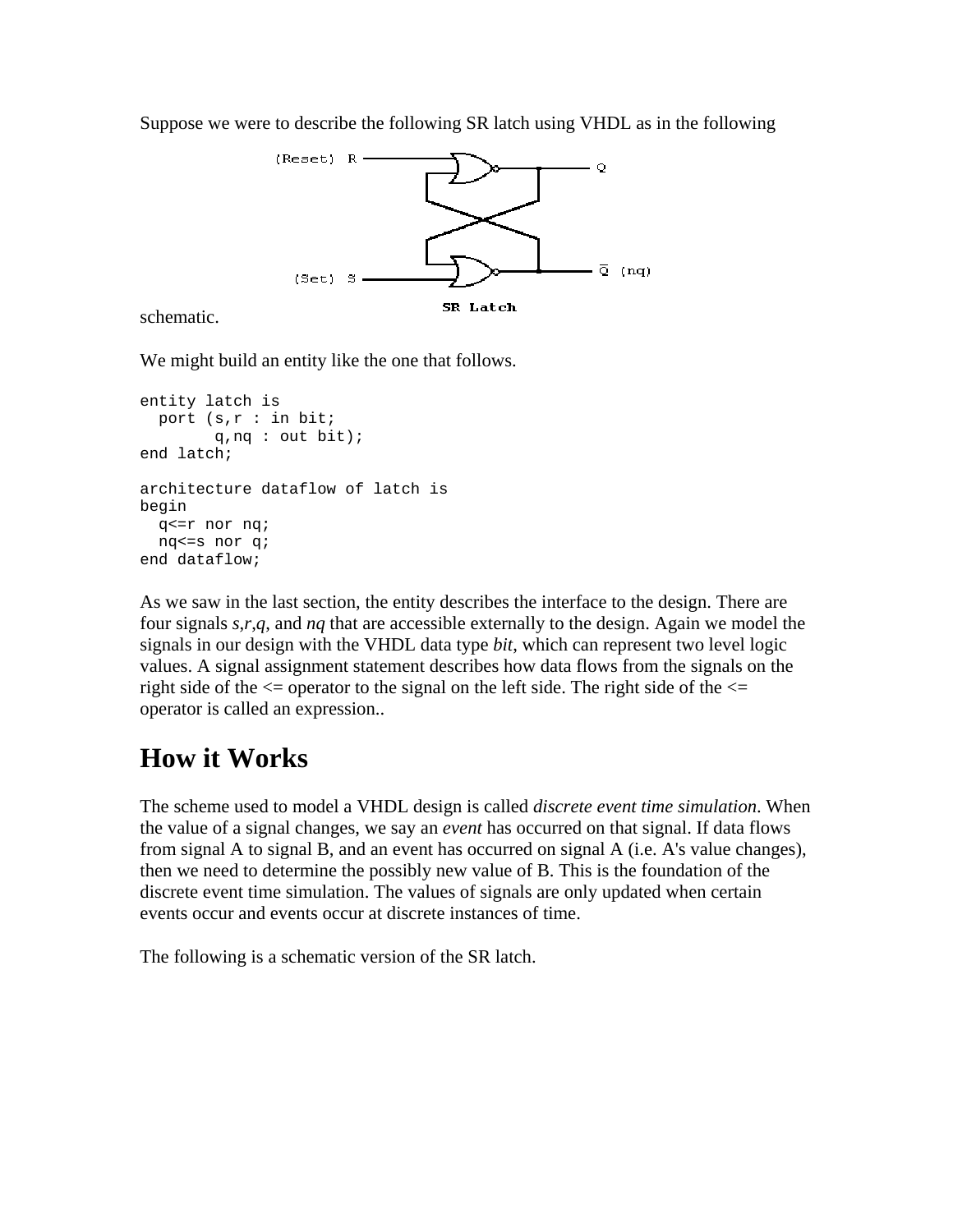Suppose we were to describe the following SR latch using VHDL as in the following schematic.

SR Latch

We might build an entity like the one that follows.

```
entity latch is
  port (s,r : in bit;
        q,nq : out bit);
end latch;

architecture dataflow of latch is
begin
  q<=r nor nq;
  nq<=s nor q;
end dataflow;
```

As we saw in the last section, the entity describes the interface to the design. There are four signals *s*,*r*,*q*, and *nq* that are accessible externally to the design. Again we model the signals in our design with the VHDL data type *bit*, which can represent two level logic values. A signal assignment statement describes how data flows from the signals on the right side of the <= operator to the signal on the left side. The right side of the <= operator is called an expression..

# How it Works

The scheme used to model a VHDL design is called *discrete event time simulation*. When the value of a signal changes, we say an *event* has occurred on that signal. If data flows from signal A to signal B, and an event has occurred on signal A (i.e. A's value changes), then we need to determine the possibly new value of B. This is the foundation of the discrete event time simulation. The values of signals are only updated when certain events occur and events occur at discrete instances of time.

The following is a schematic version of the SR latch.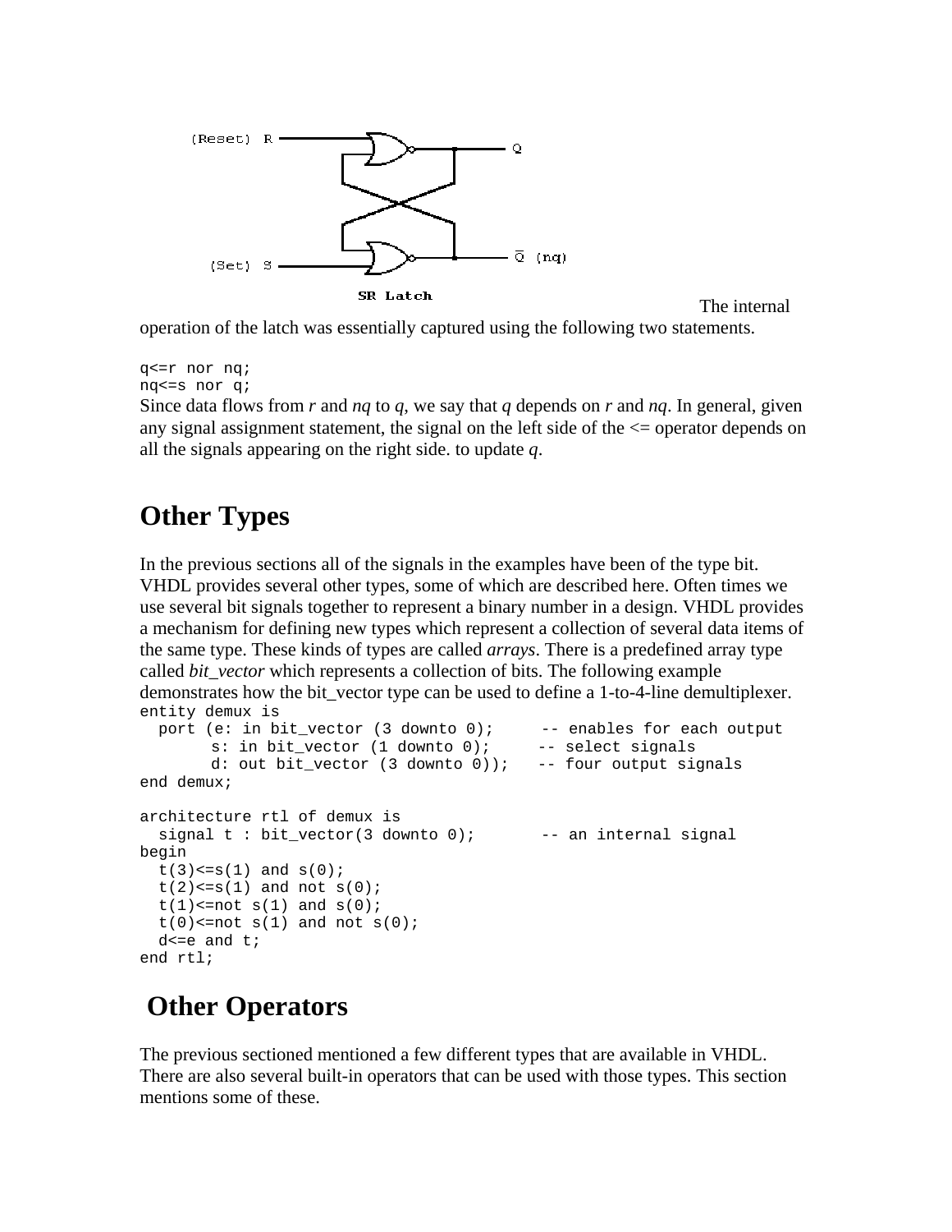The internal operation of the latch was essentially captured using the following two statements.

```
q<=r nor nq;
nq<=s nor q;
```

Since data flows from *r* and *nq* to *q*, we say that *q* depends on *r* and *nq*. In general, given any signal assignment statement, the signal on the left side of the <= operator depends on all the signals appearing on the right side. to update *q*.

## Other Types

In the previous sections all of the signals in the examples have been of the type bit. VHDL provides several other types, some of which are described here. Often times we use several bit signals together to represent a binary number in a design. VHDL provides a mechanism for defining new types which represent a collection of several data items of the same type. These kinds of types are called *arrays*. There is a predefined array type called *bit_vector* which represents a collection of bits. The following example demonstrates how the bit_vector type can be used to define a 1-to-4-line demultiplexer.

```
entity demux is
  port (e: in bit_vector (3 downto 0);     -- enables for each output
       s: in bit_vector (1 downto 0);     -- select signals
       d: out bit_vector (3 downto 0));   -- four output signals
end demux;

architecture rtl of demux is
  signal t : bit_vector(3 downto 0);       -- an internal signal
begin
  t(3)<=s(1) and s(0);
  t(2)<=s(1) and not s(0);
  t(1)<=not s(1) and s(0);
  t(0)<=not s(1) and not s(0);
  d<=e and t;
end rtl;
```

## Other Operators

The previous sectioned mentioned a few different types that are available in VHDL. There are also several built-in operators that can be used with those types. This section mentions some of these.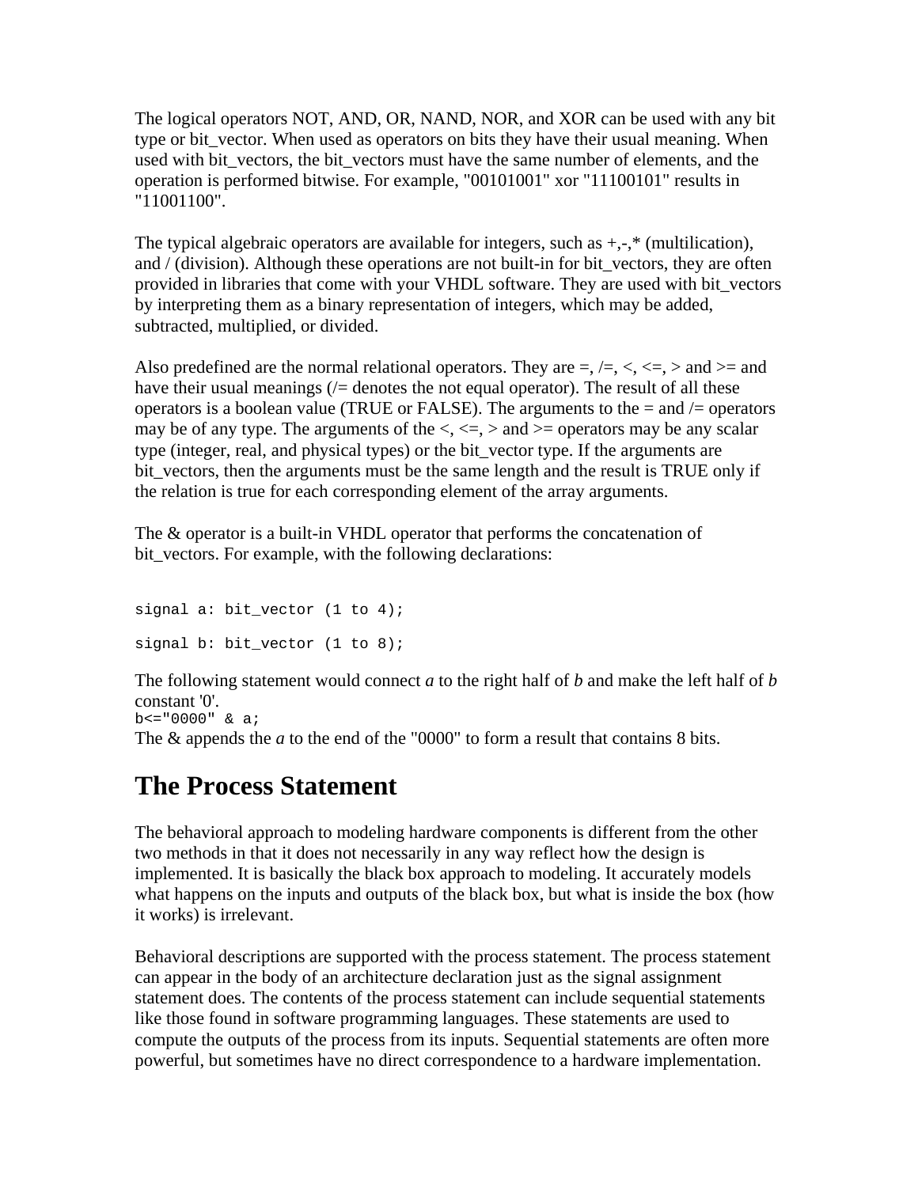The logical operators NOT, AND, OR, NAND, NOR, and XOR can be used with any bit type or bit_vector. When used as operators on bits they have their usual meaning. When used with bit_vectors, the bit_vectors must have the same number of elements, and the operation is performed bitwise. For example, "00101001" xor "11100101" results in "11001100".

The typical algebraic operators are available for integers, such as +,-,* (multilication), and / (division). Although these operations are not built-in for bit_vectors, they are often provided in libraries that come with your VHDL software. They are used with bit_vectors by interpreting them as a binary representation of integers, which may be added, subtracted, multiplied, or divided.

Also predefined are the normal relational operators. They are =, /=, <, <=, > and >= and have their usual meanings (/= denotes the not equal operator). The result of all these operators is a boolean value (TRUE or FALSE). The arguments to the = and /= operators may be of any type. The arguments of the <, <=, > and >= operators may be any scalar type (integer, real, and physical types) or the bit_vector type. If the arguments are bit_vectors, then the arguments must be the same length and the result is TRUE only if the relation is true for each corresponding element of the array arguments.

The & operator is a built-in VHDL operator that performs the concatenation of bit_vectors. For example, with the following declarations:

```
signal a: bit_vector (1 to 4);

signal b: bit_vector (1 to 8);
```

The following statement would connect *a* to the right half of *b* and make the left half of *b* constant '0'.

```
b<="0000" & a;
```

The & appends the *a* to the end of the "0000" to form a result that contains 8 bits.

# The Process Statement

The behavioral approach to modeling hardware components is different from the other two methods in that it does not necessarily in any way reflect how the design is implemented. It is basically the black box approach to modeling. It accurately models what happens on the inputs and outputs of the black box, but what is inside the box (how it works) is irrelevant.

Behavioral descriptions are supported with the process statement. The process statement can appear in the body of an architecture declaration just as the signal assignment statement does. The contents of the process statement can include sequential statements like those found in software programming languages. These statements are used to compute the outputs of the process from its inputs. Sequential statements are often more powerful, but sometimes have no direct correspondence to a hardware implementation.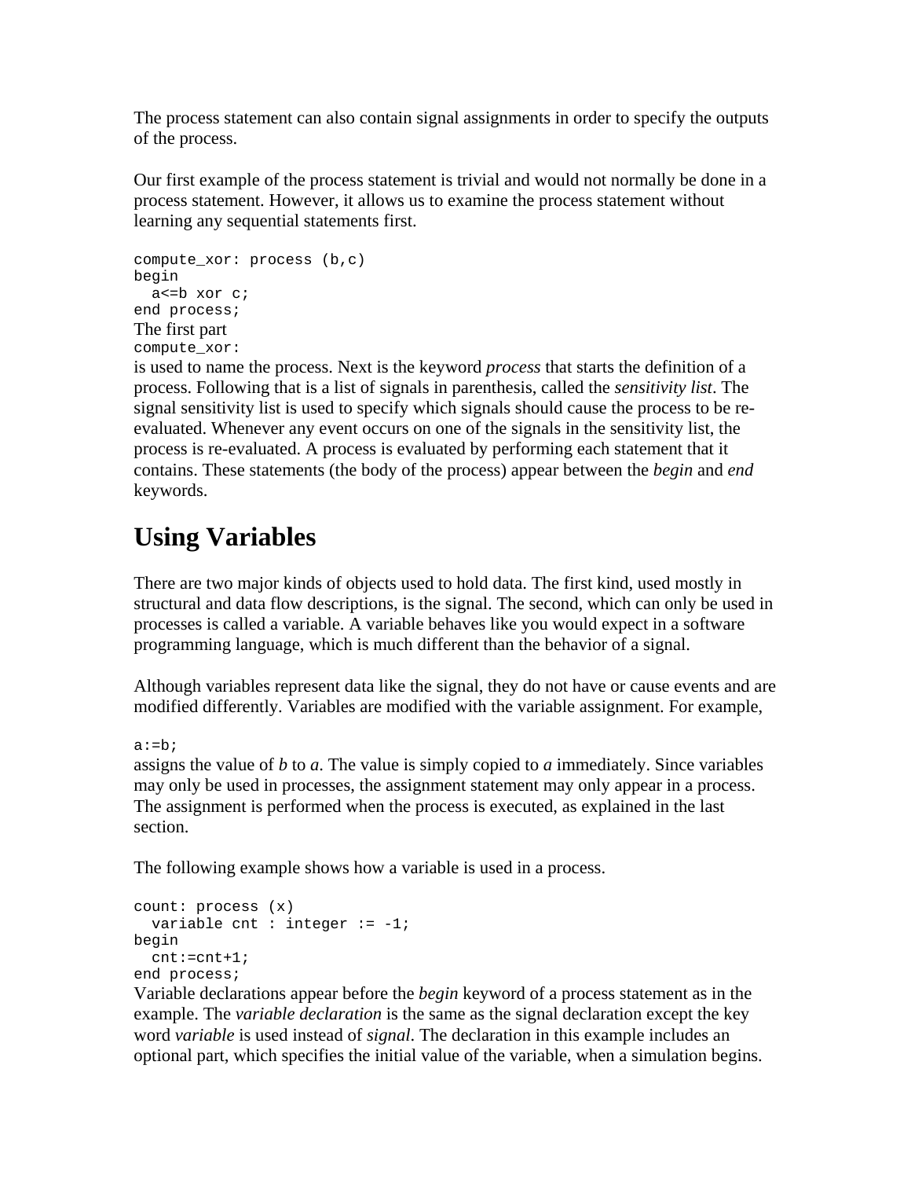The process statement can also contain signal assignments in order to specify the outputs of the process.

Our first example of the process statement is trivial and would not normally be done in a process statement. However, it allows us to examine the process statement without learning any sequential statements first.

```
compute_xor: process (b,c)
begin
  a<=b xor c;
end process;
```

The first part

```
compute_xor:
```

is used to name the process. Next is the keyword *process* that starts the definition of a process. Following that is a list of signals in parenthesis, called the *sensitivity list*. The signal sensitivity list is used to specify which signals should cause the process to be re-evaluated. Whenever any event occurs on one of the signals in the sensitivity list, the process is re-evaluated. A process is evaluated by performing each statement that it contains. These statements (the body of the process) appear between the *begin* and *end* keywords.

# Using Variables

There are two major kinds of objects used to hold data. The first kind, used mostly in structural and data flow descriptions, is the signal. The second, which can only be used in processes is called a variable. A variable behaves like you would expect in a software programming language, which is much different than the behavior of a signal.

Although variables represent data like the signal, they do not have or cause events and are modified differently. Variables are modified with the variable assignment. For example,

```
a:=b;
```

assigns the value of *b* to *a*. The value is simply copied to *a* immediately. Since variables may only be used in processes, the assignment statement may only appear in a process. The assignment is performed when the process is executed, as explained in the last section.

The following example shows how a variable is used in a process.

```
count: process (x)
  variable cnt : integer := -1;
begin
  cnt:=cnt+1;
end process;
```

Variable declarations appear before the *begin* keyword of a process statement as in the example. The *variable declaration* is the same as the signal declaration except the key word *variable* is used instead of *signal*. The declaration in this example includes an optional part, which specifies the initial value of the variable, when a simulation begins.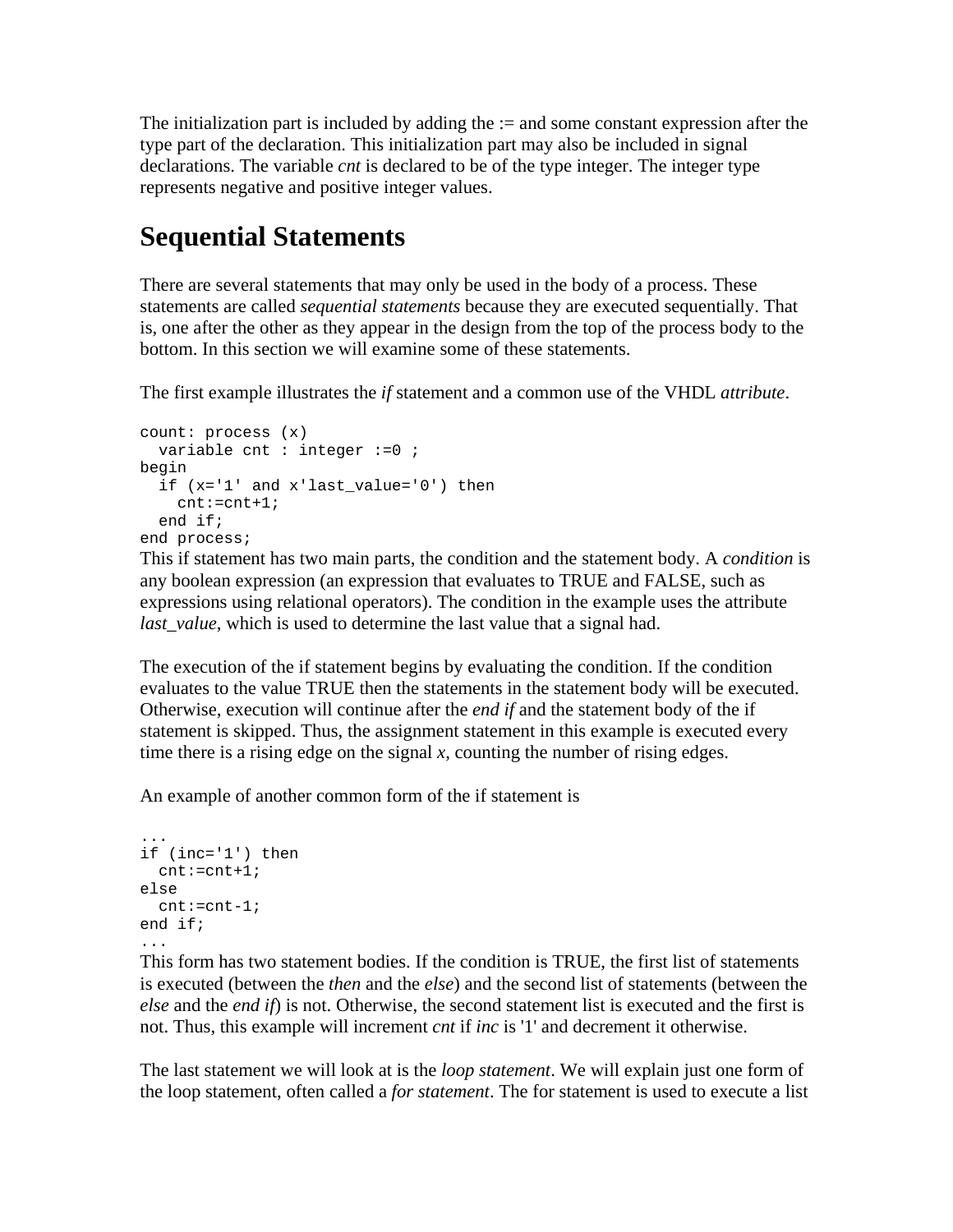The initialization part is included by adding the := and some constant expression after the type part of the declaration. This initialization part may also be included in signal declarations. The variable *cnt* is declared to be of the type integer. The integer type represents negative and positive integer values.

## Sequential Statements

There are several statements that may only be used in the body of a process. These statements are called *sequential statements* because they are executed sequentially. That is, one after the other as they appear in the design from the top of the process body to the bottom. In this section we will examine some of these statements.

The first example illustrates the *if* statement and a common use of the VHDL *attribute*.

```
count: process (x)
  variable cnt : integer :=0 ;
begin
  if (x='1' and x'last_value='0') then
    cnt:=cnt+1;
  end if;
end process;
```

This if statement has two main parts, the condition and the statement body. A *condition* is any boolean expression (an expression that evaluates to TRUE and FALSE, such as expressions using relational operators). The condition in the example uses the attribute *last_value*, which is used to determine the last value that a signal had.

The execution of the if statement begins by evaluating the condition. If the condition evaluates to the value TRUE then the statements in the statement body will be executed. Otherwise, execution will continue after the *end if* and the statement body of the if statement is skipped. Thus, the assignment statement in this example is executed every time there is a rising edge on the signal *x*, counting the number of rising edges.

An example of another common form of the if statement is

```
...
if (inc='1') then
  cnt:=cnt+1;
else
  cnt:=cnt-1;
end if;
...
```

This form has two statement bodies. If the condition is TRUE, the first list of statements is executed (between the *then* and the *else*) and the second list of statements (between the *else* and the *end if*) is not. Otherwise, the second statement list is executed and the first is not. Thus, this example will increment *cnt* if *inc* is '1' and decrement it otherwise.

The last statement we will look at is the *loop statement*. We will explain just one form of the loop statement, often called a *for statement*. The for statement is used to execute a list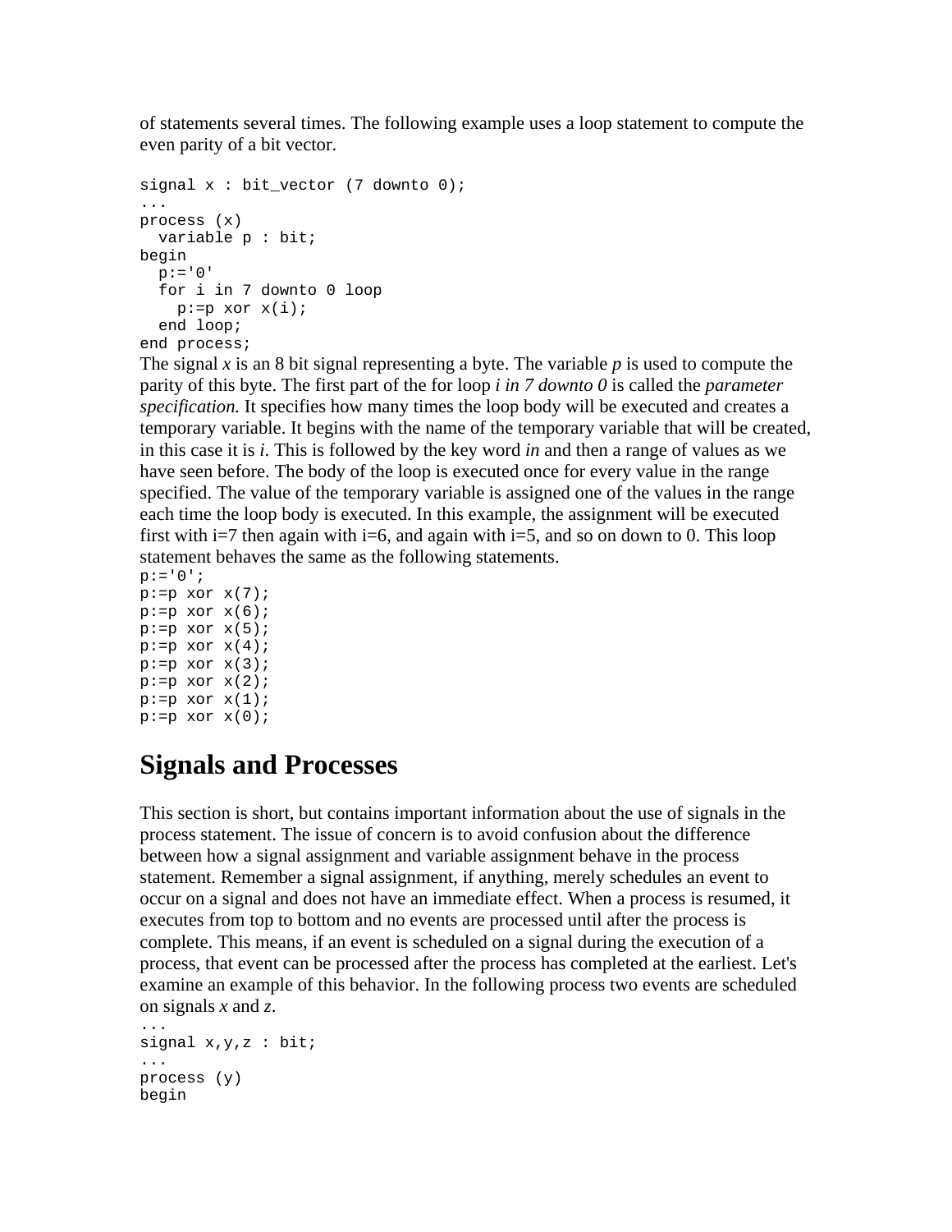of statements several times. The following example uses a loop statement to compute the even parity of a bit vector.

```
signal x : bit_vector (7 downto 0);
...
process (x)
  variable p : bit;
begin
  p:='0'
  for i in 7 downto 0 loop
    p:=p xor x(i);
  end loop;
end process;
```

The signal *x* is an 8 bit signal representing a byte. The variable *p* is used to compute the parity of this byte. The first part of the for loop *i in 7 downto 0* is called the *parameter specification.* It specifies how many times the loop body will be executed and creates a temporary variable. It begins with the name of the temporary variable that will be created, in this case it is *i*. This is followed by the key word *in* and then a range of values as we have seen before. The body of the loop is executed once for every value in the range specified. The value of the temporary variable is assigned one of the values in the range each time the loop body is executed. In this example, the assignment will be executed first with i=7 then again with i=6, and again with i=5, and so on down to 0. This loop statement behaves the same as the following statements.

```
p:='0';
p:=p xor x(7);
p:=p xor x(6);
p:=p xor x(5);
p:=p xor x(4);
p:=p xor x(3);
p:=p xor x(2);
p:=p xor x(1);
p:=p xor x(0);
```

# Signals and Processes

This section is short, but contains important information about the use of signals in the process statement. The issue of concern is to avoid confusion about the difference between how a signal assignment and variable assignment behave in the process statement. Remember a signal assignment, if anything, merely schedules an event to occur on a signal and does not have an immediate effect. When a process is resumed, it executes from top to bottom and no events are processed until after the process is complete. This means, if an event is scheduled on a signal during the execution of a process, that event can be processed after the process has completed at the earliest. Let's examine an example of this behavior. In the following process two events are scheduled on signals *x* and *z*.

```
...
signal x,y,z : bit;
...
process (y)
begin
```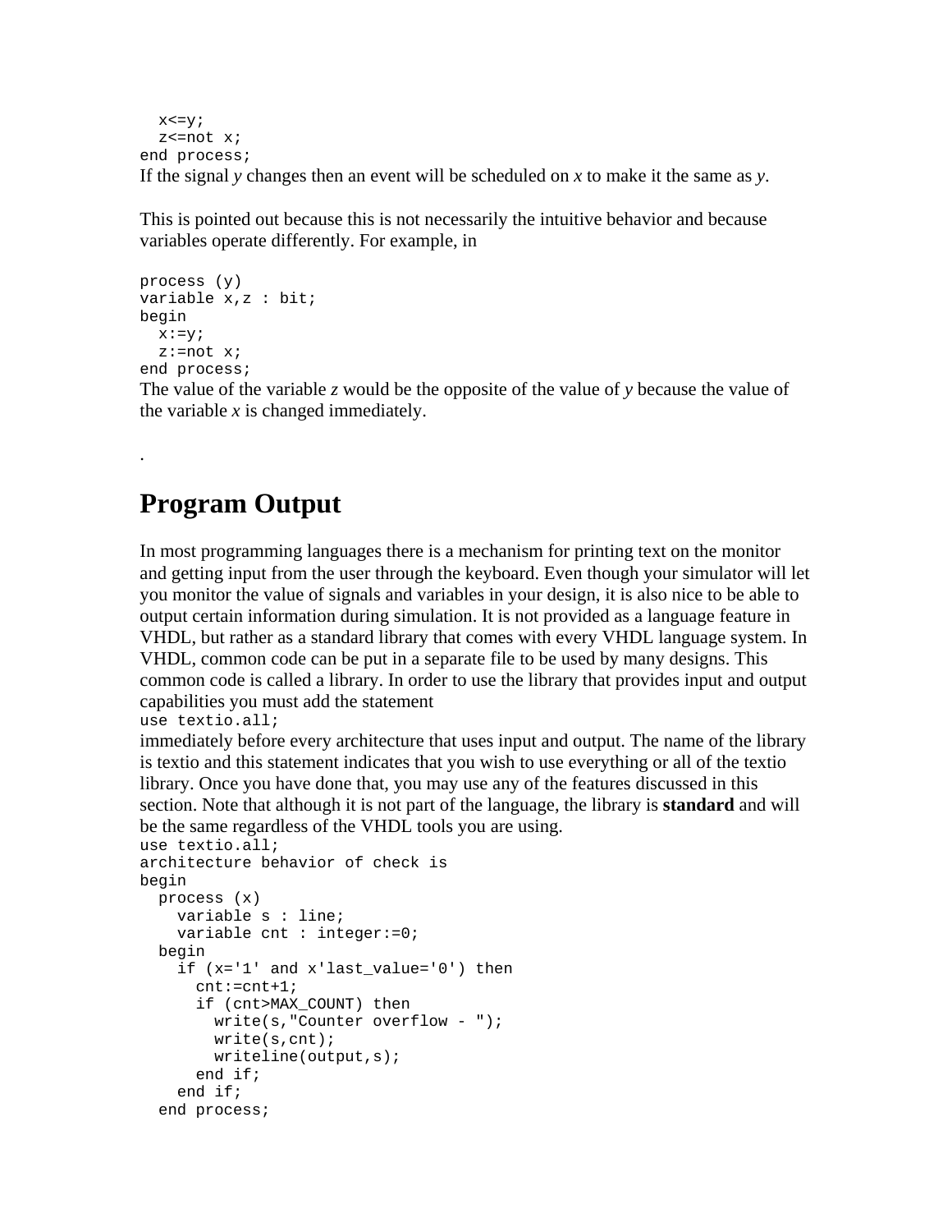```
  x<=y;
  z<=not x;
end process;
```

If the signal *y* changes then an event will be scheduled on *x* to make it the same as *y*.

This is pointed out because this is not necessarily the intuitive behavior and because variables operate differently. For example, in

```
process (y)
variable x,z : bit;
begin
  x:=y;
  z:=not x;
end process;
```

The value of the variable *z* would be the opposite of the value of *y* because the value of the variable *x* is changed immediately.

.

## Program Output

In most programming languages there is a mechanism for printing text on the monitor and getting input from the user through the keyboard. Even though your simulator will let you monitor the value of signals and variables in your design, it is also nice to be able to output certain information during simulation. It is not provided as a language feature in VHDL, but rather as a standard library that comes with every VHDL language system. In VHDL, common code can be put in a separate file to be used by many designs. This common code is called a library. In order to use the library that provides input and output capabilities you must add the statement

```
use textio.all;
```

immediately before every architecture that uses input and output. The name of the library is textio and this statement indicates that you wish to use everything or all of the textio library. Once you have done that, you may use any of the features discussed in this section. Note that although it is not part of the language, the library is **standard** and will be the same regardless of the VHDL tools you are using.

```
use textio.all;
architecture behavior of check is
begin
  process (x)
    variable s : line;
    variable cnt : integer:=0;
  begin
    if (x='1' and x'last_value='0') then
      cnt:=cnt+1;
      if (cnt>MAX_COUNT) then
        write(s,"Counter overflow - ");
        write(s,cnt);
        writeline(output,s);
      end if;
    end if;
  end process;
```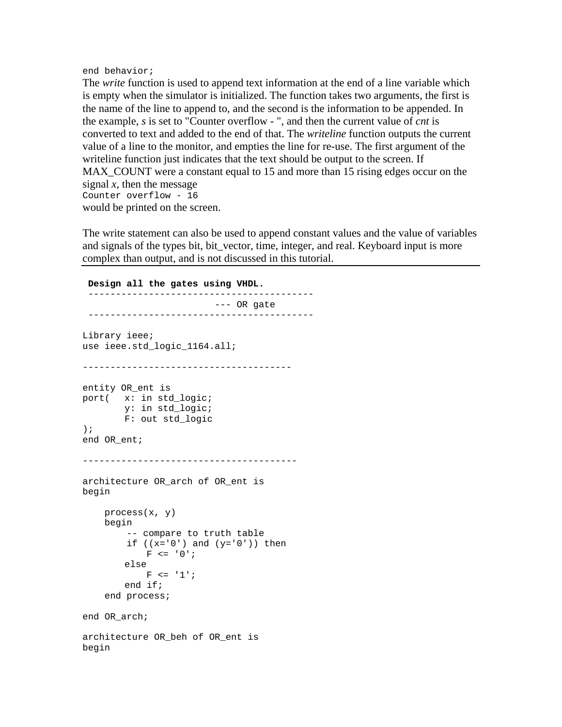```
end behavior;
```

The *write* function is used to append text information at the end of a line variable which is empty when the simulator is initialized. The function takes two arguments, the first is the name of the line to append to, and the second is the information to be appended. In the example, *s* is set to "Counter overflow - ", and then the current value of *cnt* is converted to text and added to the end of that. The *writeline* function outputs the current value of a line to the monitor, and empties the line for re-use. The first argument of the writeline function just indicates that the text should be output to the screen. If MAX_COUNT were a constant equal to 15 and more than 15 rising edges occur on the signal *x*, then the message

```
Counter overflow - 16
```

would be printed on the screen.

The write statement can also be used to append constant values and the value of variables and signals of the types bit, bit_vector, time, integer, and real. Keyboard input is more complex than output, and is not discussed in this tutorial.

---

**Design all the gates using VHDL.**

```
 ----------------------------------------
                       --- OR gate
 ----------------------------------------

Library ieee;
use ieee.std_logic_1164.all;

--------------------------------------

entity OR_ent is
port(   x: in std_logic;
        y: in std_logic;
        F: out std_logic
);
end OR_ent;

---------------------------------------

architecture OR_arch of OR_ent is
begin

    process(x, y)
    begin
        -- compare to truth table
        if ((x='0') and (y='0')) then
            F <= '0';
        else
            F <= '1';
        end if;
    end process;

end OR_arch;

architecture OR_beh of OR_ent is
begin
```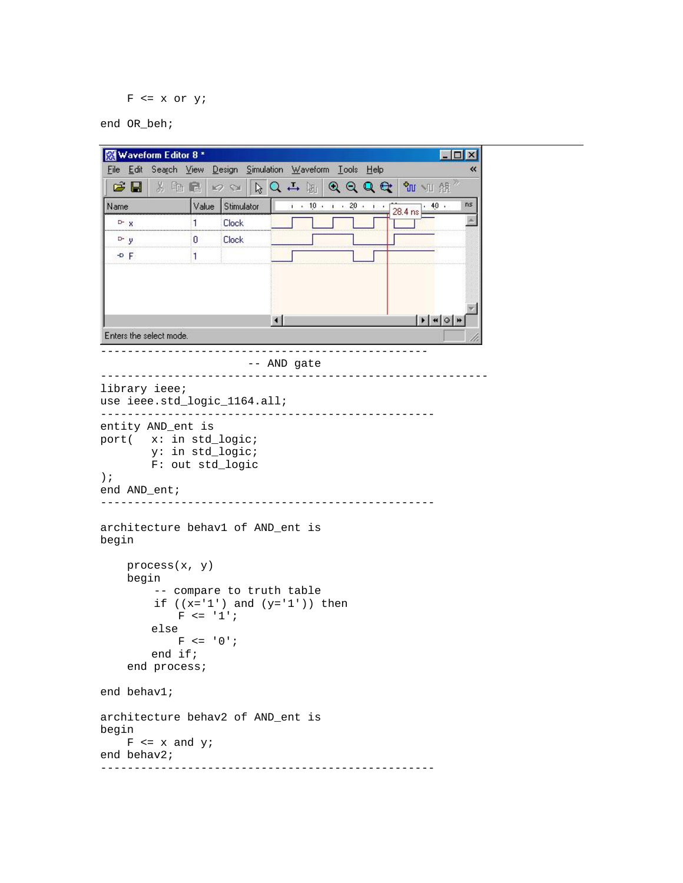```
    F <= x or y;

end OR_beh;
```

```
--------------------------------------------------
                      -- AND gate
----------------------------------------------------------
library ieee;
use ieee.std_logic_1164.all;
--------------------------------------------------
entity AND_ent is
port(   x: in std_logic;
        y: in std_logic;
        F: out std_logic
);
end AND_ent;
--------------------------------------------------

architecture behav1 of AND_ent is
begin

    process(x, y)
    begin
        -- compare to truth table
        if ((x='1') and (y='1')) then
            F <= '1';
        else
            F <= '0';
        end if;
    end process;

end behav1;

architecture behav2 of AND_ent is
begin
    F <= x and y;
end behav2;
--------------------------------------------------
```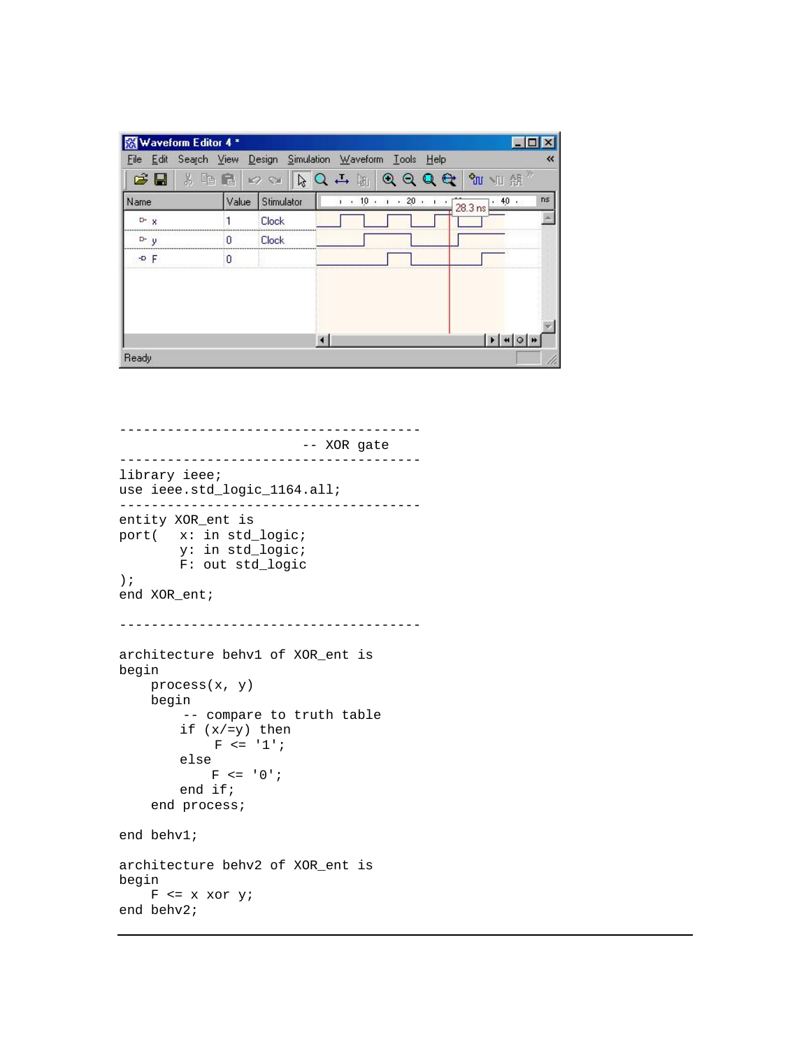```
--------------------------------------
                       -- XOR gate
--------------------------------------
library ieee;
use ieee.std_logic_1164.all;
--------------------------------------
entity XOR_ent is
port(   x: in std_logic;
        y: in std_logic;
        F: out std_logic
);
end XOR_ent;

--------------------------------------

architecture behv1 of XOR_ent is
begin
    process(x, y)
    begin
        -- compare to truth table
        if (x/=y) then
            F <= '1';
        else
            F <= '0';
        end if;
    end process;

end behv1;

architecture behv2 of XOR_ent is
begin
    F <= x xor y;
end behv2;
```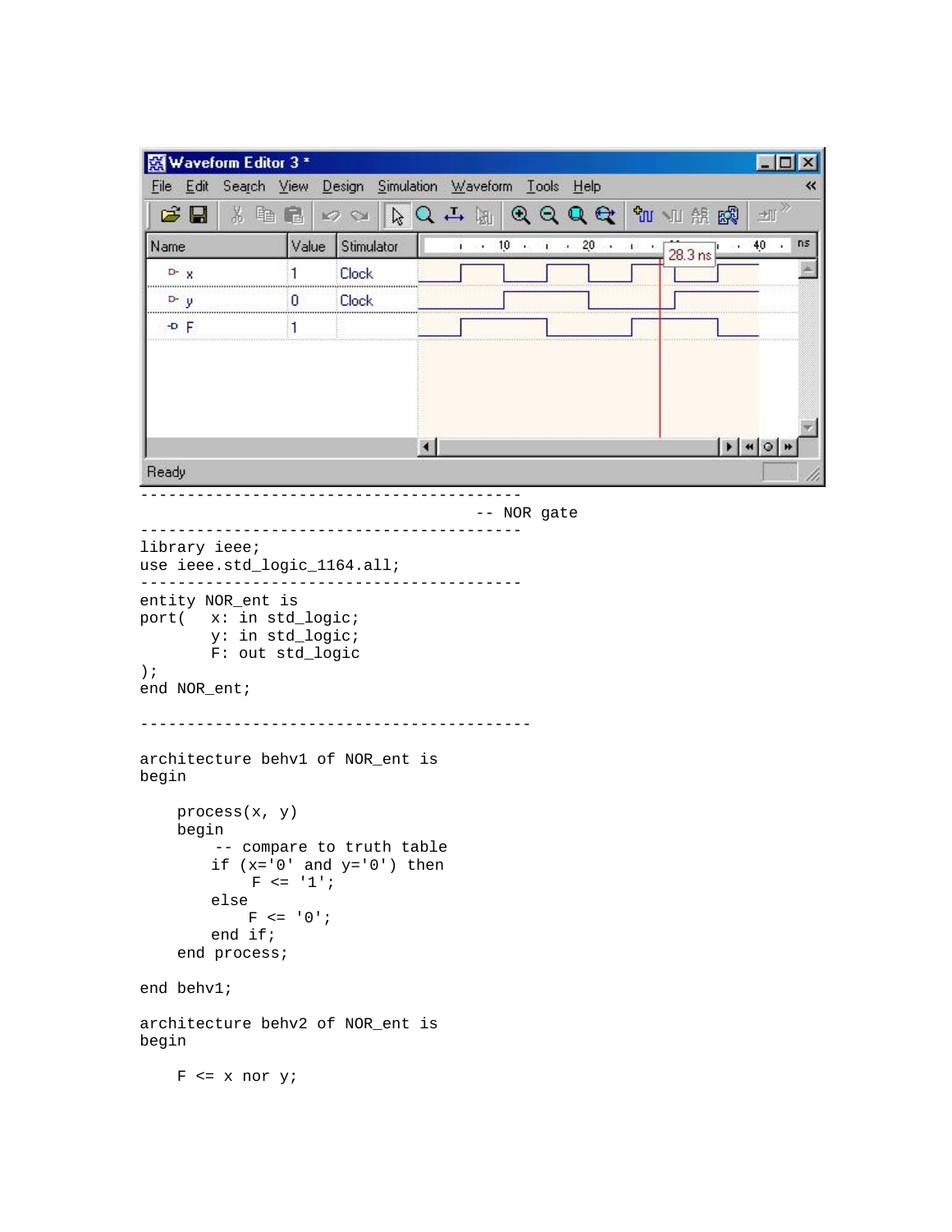```
------------------------------------------
                                   -- NOR gate
------------------------------------------
library ieee;
use ieee.std_logic_1164.all;
------------------------------------------
entity NOR_ent is
port(   x: in std_logic;
        y: in std_logic;
        F: out std_logic
);
end NOR_ent;

------------------------------------------

architecture behv1 of NOR_ent is
begin

    process(x, y)
    begin
        -- compare to truth table
        if (x='0' and y='0') then
            F <= '1';
        else
            F <= '0';
        end if;
    end process;

end behv1;

architecture behv2 of NOR_ent is
begin

    F <= x nor y;
```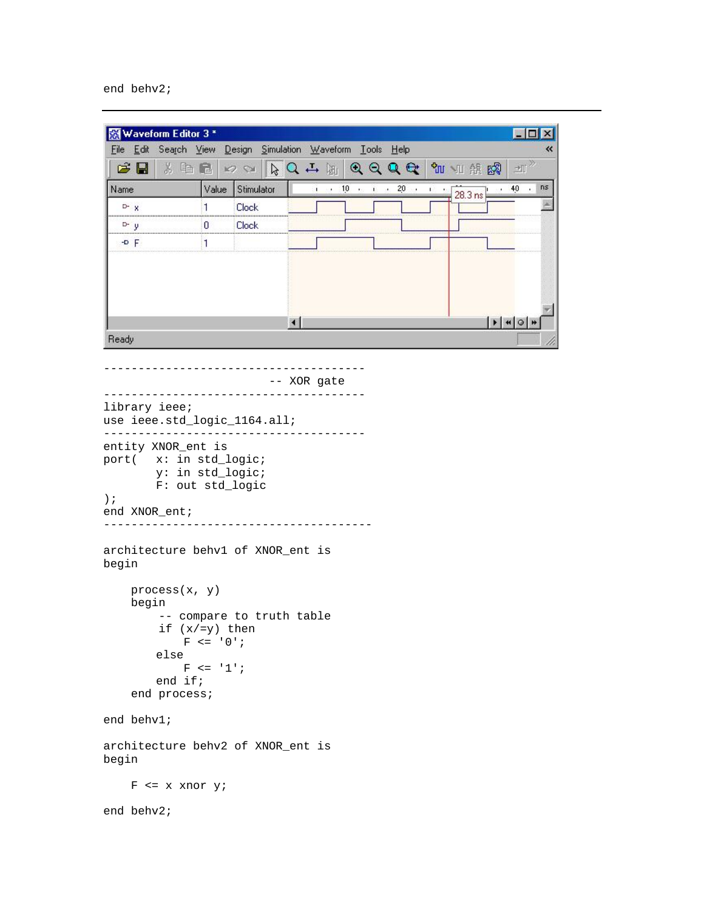```
end behv2;
```

---

```
--------------------------------------
                        -- XOR gate
--------------------------------------
library ieee;
use ieee.std_logic_1164.all;
--------------------------------------
entity XNOR_ent is
port(   x: in std_logic;
        y: in std_logic;
        F: out std_logic
);
end XNOR_ent;
---------------------------------------

architecture behv1 of XNOR_ent is
begin

    process(x, y)
    begin
        -- compare to truth table
        if (x/=y) then
            F <= '0';
        else
            F <= '1';
        end if;
    end process;

end behv1;

architecture behv2 of XNOR_ent is
begin

    F <= x xnor y;

end behv2;
```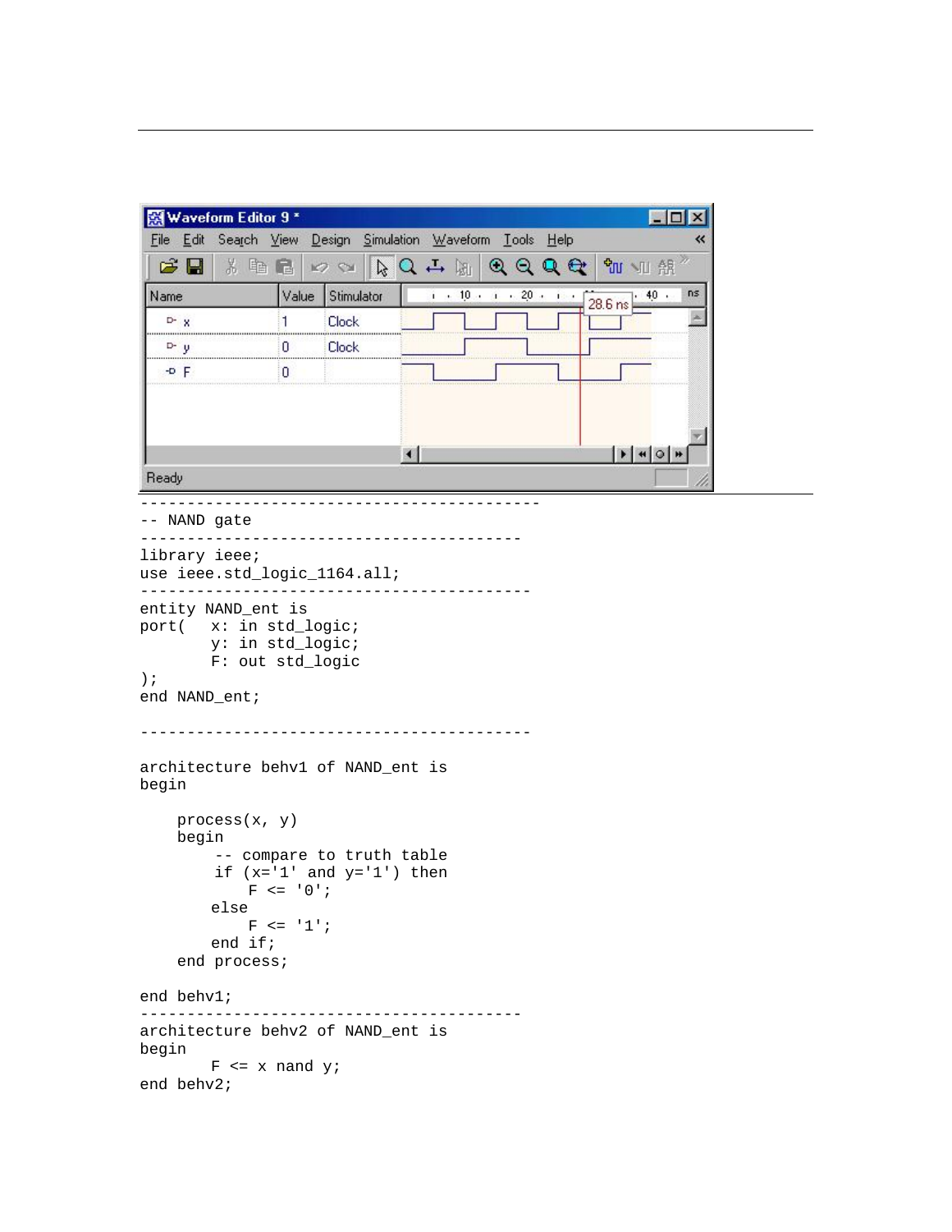```
------------------------------------------
-- NAND gate
-----------------------------------------
library ieee;
use ieee.std_logic_1164.all;
------------------------------------------
entity NAND_ent is
port(   x: in std_logic;
        y: in std_logic;
        F: out std_logic
);
end NAND_ent;

------------------------------------------

architecture behv1 of NAND_ent is
begin

    process(x, y)
    begin
        -- compare to truth table
        if (x='1' and y='1') then
            F <= '0';
        else
            F <= '1';
        end if;
    end process;

end behv1;
-----------------------------------------
architecture behv2 of NAND_ent is
begin
        F <= x nand y;
end behv2;
```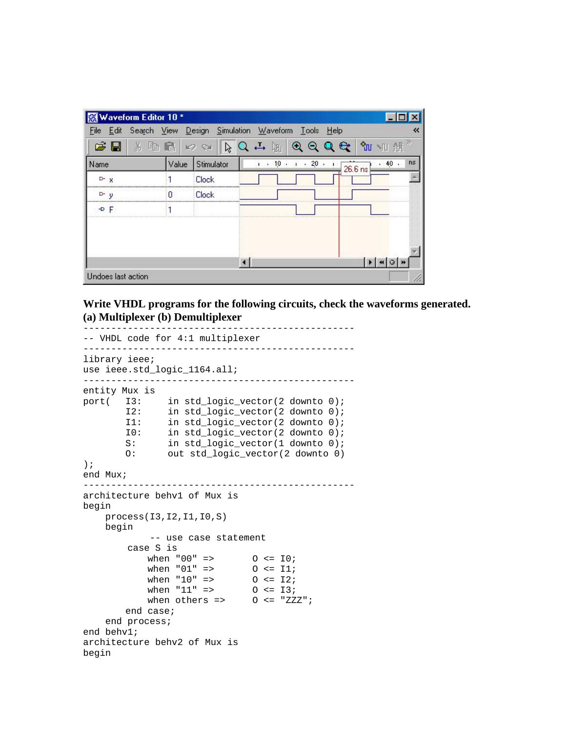**Write VHDL programs for the following circuits, check the waveforms generated.**
**(a) Multiplexer (b) Demultiplexer**

```
-------------------------------------------------
-- VHDL code for 4:1 multiplexer
-------------------------------------------------
library ieee;
use ieee.std_logic_1164.all;
-------------------------------------------------
entity Mux is
port(   I3:     in std_logic_vector(2 downto 0);
        I2:     in std_logic_vector(2 downto 0);
        I1:     in std_logic_vector(2 downto 0);
        I0:     in std_logic_vector(2 downto 0);
        S:      in std_logic_vector(1 downto 0);
        O:      out std_logic_vector(2 downto 0)
);
end Mux;
-------------------------------------------------
architecture behv1 of Mux is
begin
    process(I3,I2,I1,I0,S)
    begin
            -- use case statement
        case S is
            when "00" =>       O <= I0;
            when "01" =>       O <= I1;
            when "10" =>       O <= I2;
            when "11" =>       O <= I3;
            when others =>     O <= "ZZZ";
        end case;
    end process;
end behv1;
architecture behv2 of Mux is
begin
```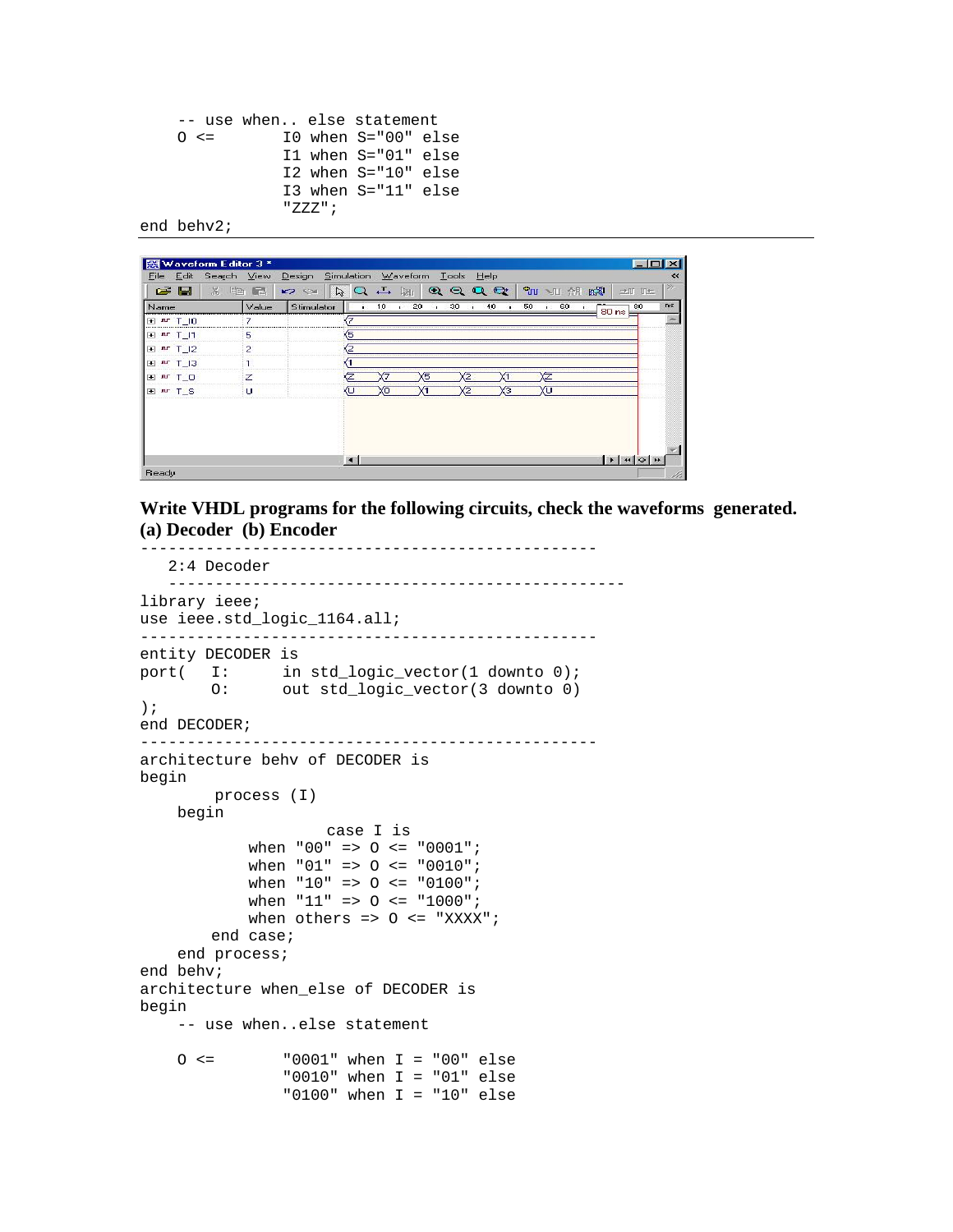```
    -- use when.. else statement
    O <=       I0 when S="00" else
               I1 when S="01" else
               I2 when S="10" else
               I3 when S="11" else
               "ZZZ";
end behv2;
```

**Write VHDL programs for the following circuits, check the waveforms generated.**
**(a) Decoder (b) Encoder**

```
-------------------------------------------------
   2:4 Decoder
   -----------------------------------------------
library ieee;
use ieee.std_logic_1164.all;
-------------------------------------------------
entity DECODER is
port(   I:      in std_logic_vector(1 downto 0);
        O:      out std_logic_vector(3 downto 0)
);
end DECODER;
-------------------------------------------------
architecture behv of DECODER is
begin
        process (I)
    begin
                    case I is
            when "00" => O <= "0001";
            when "01" => O <= "0010";
            when "10" => O <= "0100";
            when "11" => O <= "1000";
            when others => O <= "XXXX";
        end case;
    end process;
end behv;
architecture when_else of DECODER is
begin
    -- use when..else statement

    O <=       "0001" when I = "00" else
               "0010" when I = "01" else
               "0100" when I = "10" else
```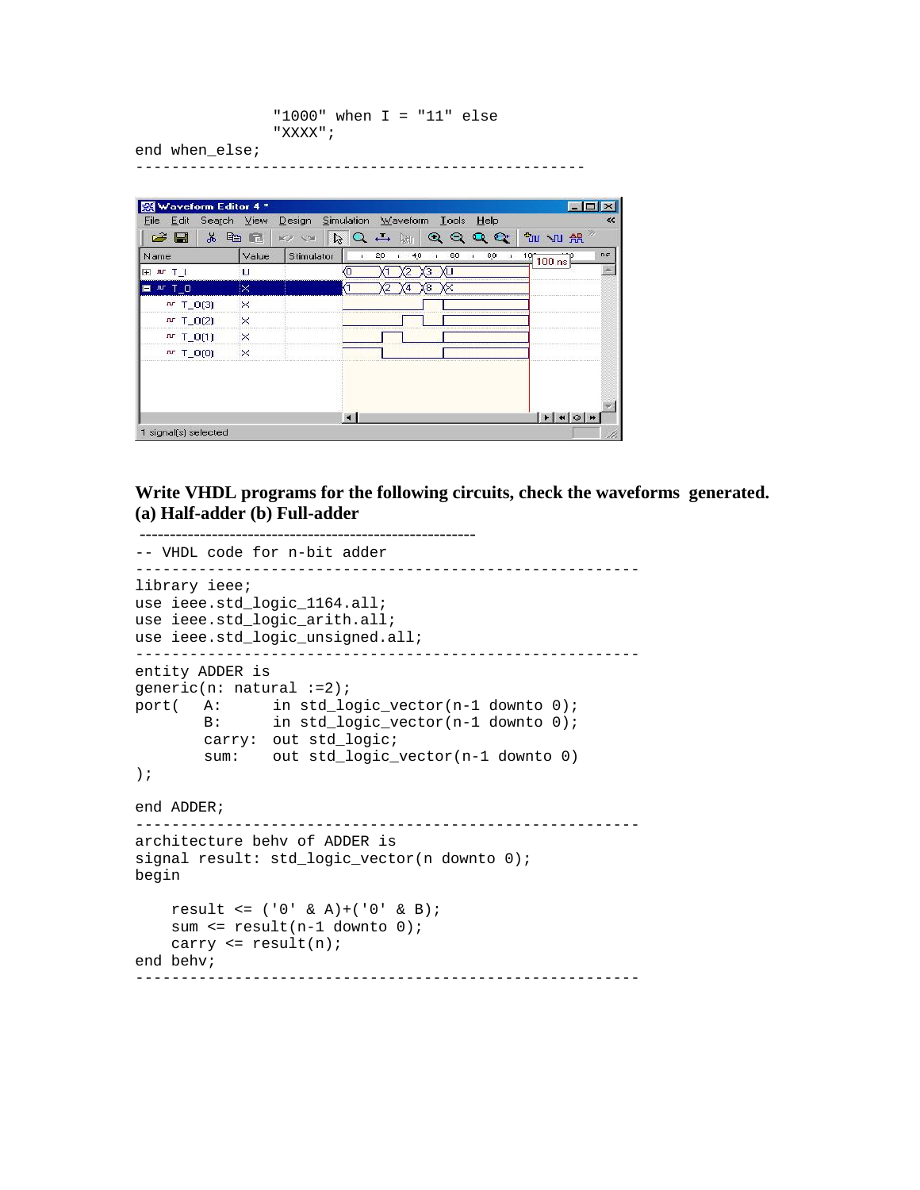```
                "1000" when I = "11" else
                "XXXX";
end when_else;
--------------------------------------------------
```

**Write VHDL programs for the following circuits, check the waveforms generated.**
**(a) Half-adder (b) Full-adder**

```
--------------------------------------------------------
-- VHDL code for n-bit adder
--------------------------------------------------------
library ieee;
use ieee.std_logic_1164.all;
use ieee.std_logic_arith.all;
use ieee.std_logic_unsigned.all;
--------------------------------------------------------
entity ADDER is
generic(n: natural :=2);
port(   A:      in std_logic_vector(n-1 downto 0);
        B:      in std_logic_vector(n-1 downto 0);
        carry:  out std_logic;
        sum:    out std_logic_vector(n-1 downto 0)
);

end ADDER;
--------------------------------------------------------
architecture behv of ADDER is
signal result: std_logic_vector(n downto 0);
begin

    result <= ('0' & A)+('0' & B);
    sum <= result(n-1 downto 0);
    carry <= result(n);
end behv;
--------------------------------------------------------
```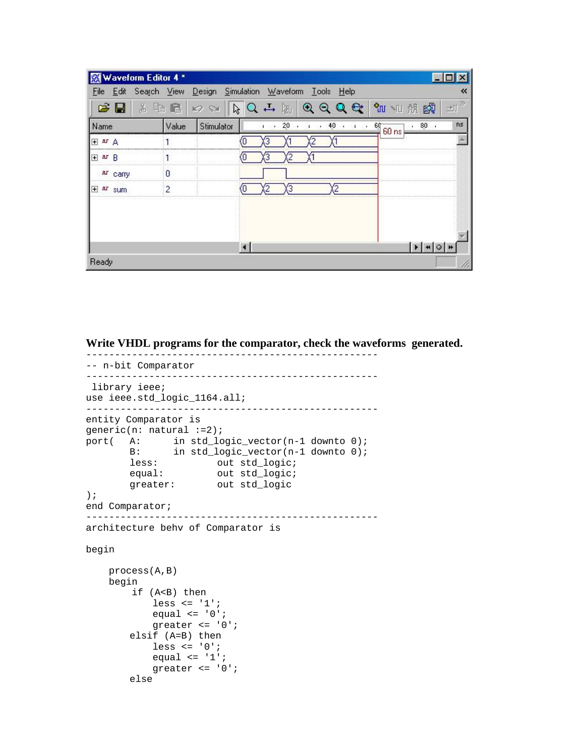**Write VHDL programs for the comparator, check the waveforms generated.**

```
---------------------------------------------------
-- n-bit Comparator
---------------------------------------------------
 library ieee;
use ieee.std_logic_1164.all;
---------------------------------------------------
entity Comparator is
generic(n: natural :=2);
port(   A:      in std_logic_vector(n-1 downto 0);
        B:      in std_logic_vector(n-1 downto 0);
        less:           out std_logic;
        equal:          out std_logic;
        greater:        out std_logic
);
end Comparator;
---------------------------------------------------
architecture behv of Comparator is

begin

    process(A,B)
    begin
        if (A<B) then
            less <= '1';
            equal <= '0';
            greater <= '0';
        elsif (A=B) then
            less <= '0';
            equal <= '1';
            greater <= '0';
        else
```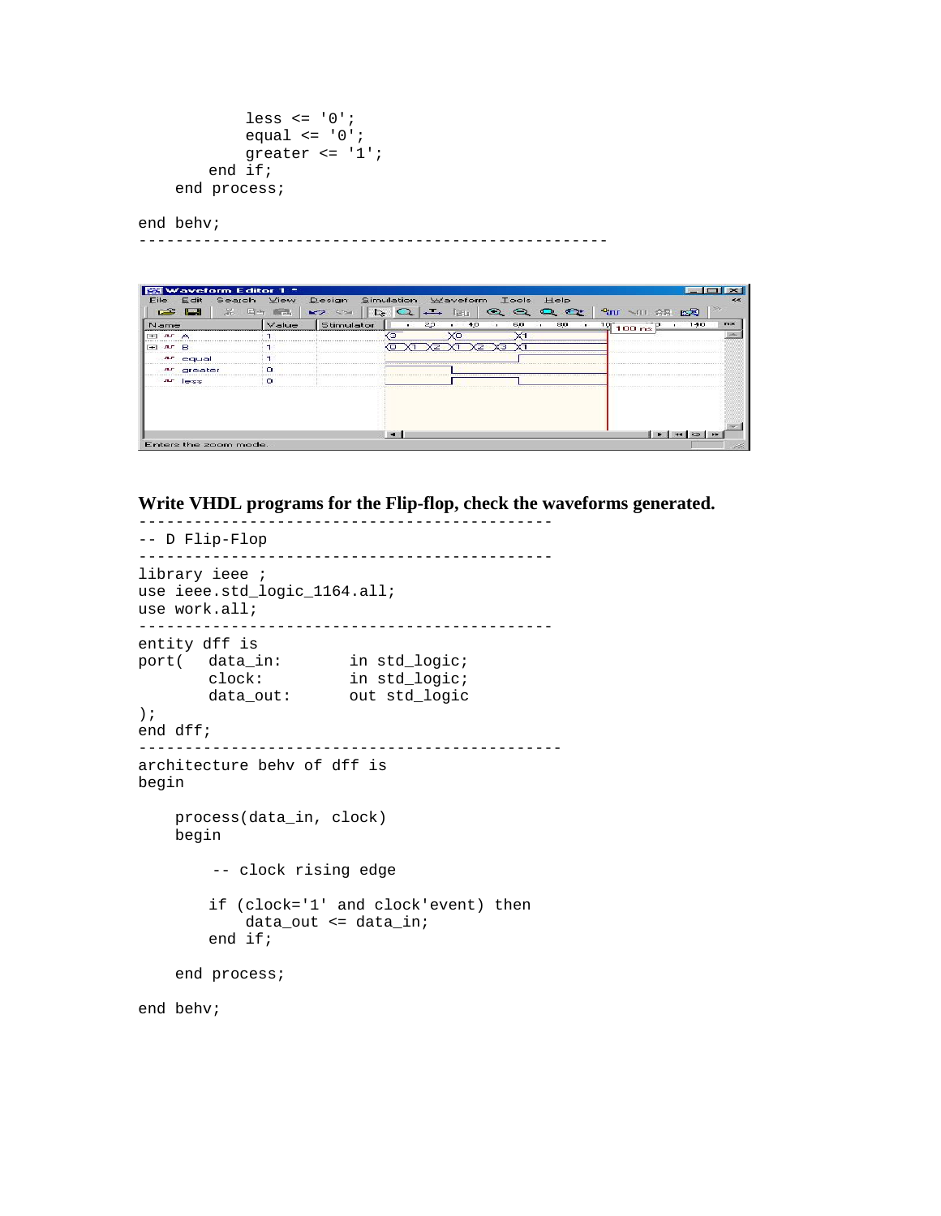```
            less <= '0';
            equal <= '0';
            greater <= '1';
        end if;
    end process;

end behv;
---------------------------------------------------
```

**Write VHDL programs for the Flip-flop, check the waveforms generated.**

```
---------------------------------------------
-- D Flip-Flop
---------------------------------------------
library ieee ;
use ieee.std_logic_1164.all;
use work.all;
---------------------------------------------
entity dff is
port(   data_in:       in std_logic;
        clock:         in std_logic;
        data_out:      out std_logic
);
end dff;
----------------------------------------------
architecture behv of dff is
begin

    process(data_in, clock)
    begin

        -- clock rising edge

        if (clock='1' and clock'event) then
            data_out <= data_in;
        end if;

    end process;

end behv;
```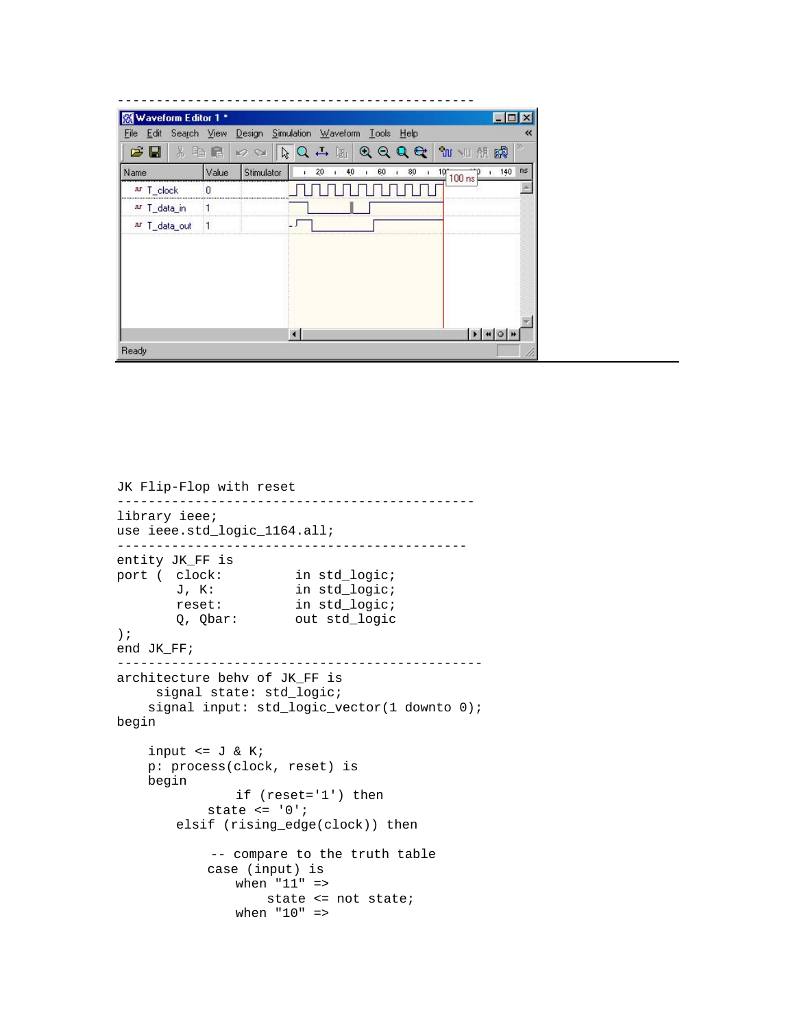---

JK Flip-Flop with reset

```
----------------------------------------------
library ieee;
use ieee.std_logic_1164.all;
---------------------------------------------
entity JK_FF is
port (  clock:          in std_logic;
        J, K:           in std_logic;
        reset:          in std_logic;
        Q, Qbar:        out std_logic
);
end JK_FF;
-----------------------------------------------
architecture behv of JK_FF is
     signal state: std_logic;
    signal input: std_logic_vector(1 downto 0);
begin

    input <= J & K;
    p: process(clock, reset) is
    begin
               if (reset='1') then
            state <= '0';
        elsif (rising_edge(clock)) then

            -- compare to the truth table
            case (input) is
                when "11" =>
                    state <= not state;
                when "10" =>
```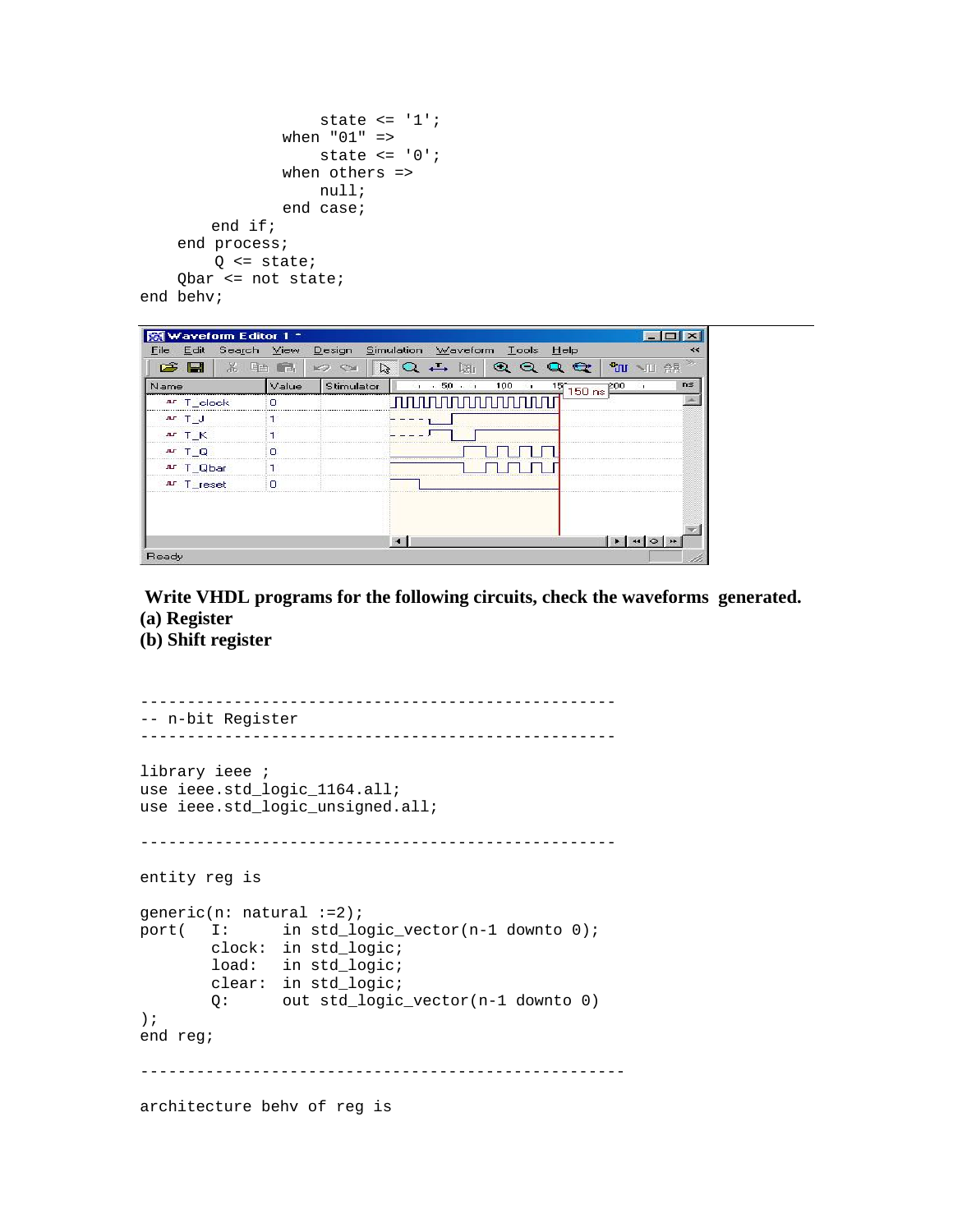```
                state <= '1';
            when "01" =>
                state <= '0';
            when others =>
                null;
            end case;
        end if;
    end process;
        Q <= state;
    Qbar <= not state;
end behv;
```

**Write VHDL programs for the following circuits, check the waveforms generated.**
**(a) Register**
**(b) Shift register**

```
---------------------------------------------------
-- n-bit Register
---------------------------------------------------

library ieee ;
use ieee.std_logic_1164.all;
use ieee.std_logic_unsigned.all;

---------------------------------------------------

entity reg is

generic(n: natural :=2);
port(   I:      in std_logic_vector(n-1 downto 0);
        clock:  in std_logic;
        load:   in std_logic;
        clear:  in std_logic;
        Q:      out std_logic_vector(n-1 downto 0)
);
end reg;

----------------------------------------------------

architecture behv of reg is
```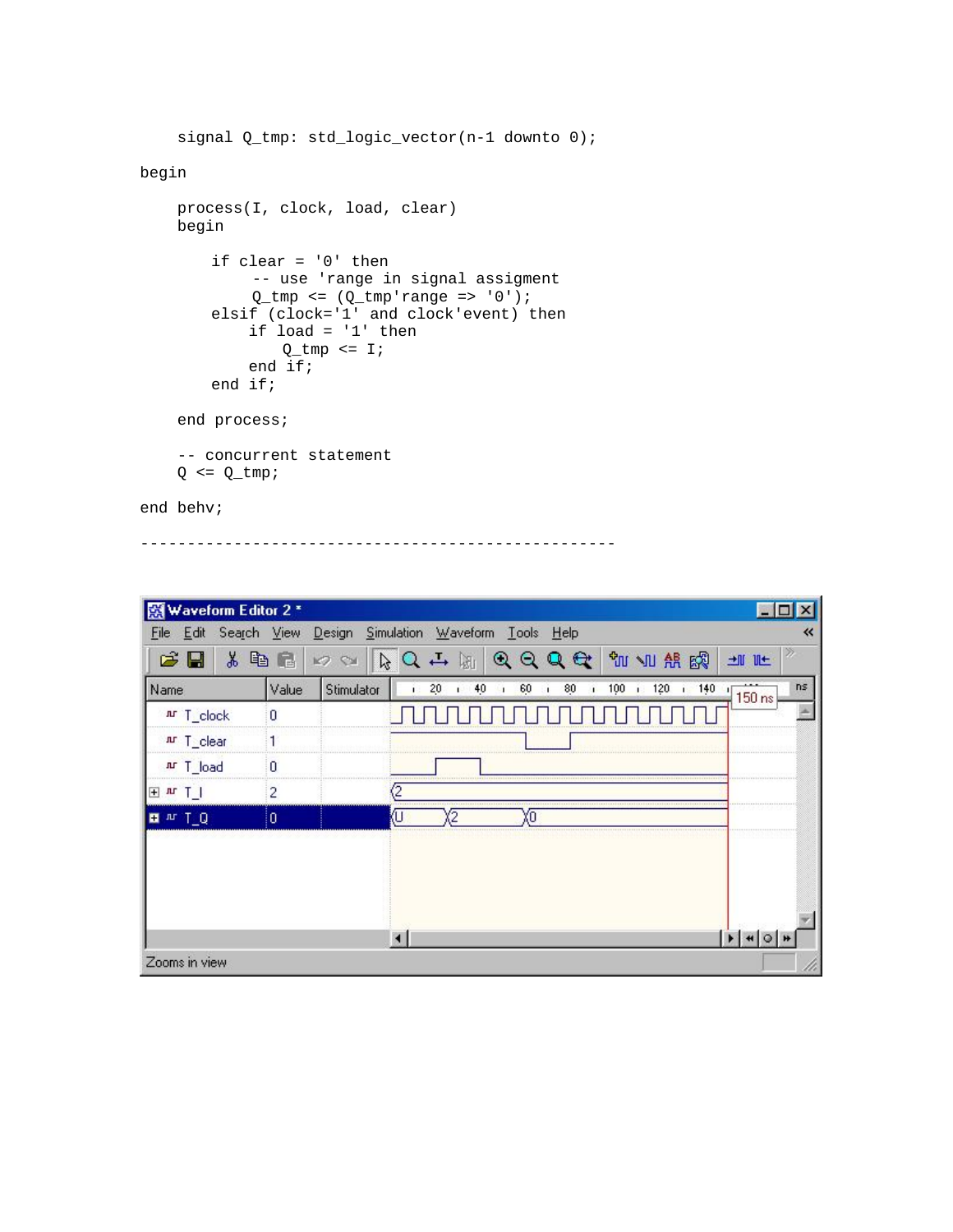```
    signal Q_tmp: std_logic_vector(n-1 downto 0);

begin

    process(I, clock, load, clear)
    begin

        if clear = '0' then
            -- use 'range in signal assigment
            Q_tmp <= (Q_tmp'range => '0');
        elsif (clock='1' and clock'event) then
            if load = '1' then
                Q_tmp <= I;
            end if;
        end if;

    end process;

    -- concurrent statement
    Q <= Q_tmp;

end behv;

---------------------------------------------------
```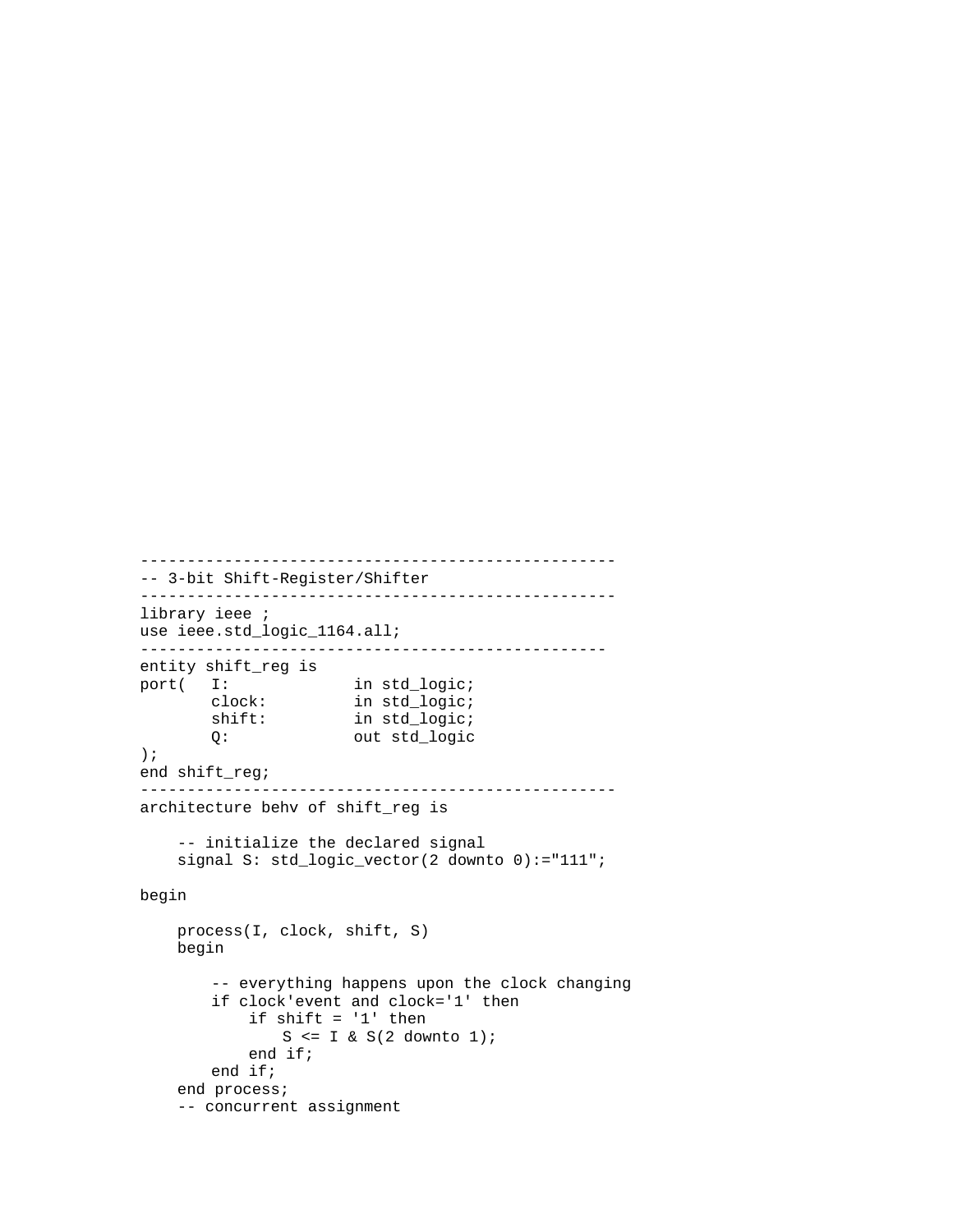```
--------------------------------------------------
-- 3-bit Shift-Register/Shifter
--------------------------------------------------
library ieee ;
use ieee.std_logic_1164.all;
-------------------------------------------------
entity shift_reg is
port(   I:            in std_logic;
        clock:        in std_logic;
        shift:        in std_logic;
        Q:            out std_logic
);
end shift_reg;
--------------------------------------------------
architecture behv of shift_reg is

    -- initialize the declared signal
    signal S: std_logic_vector(2 downto 0):="111";

begin

    process(I, clock, shift, S)
    begin

        -- everything happens upon the clock changing
        if clock'event and clock='1' then
            if shift = '1' then
                S <= I & S(2 downto 1);
            end if;
        end if;
    end process;
    -- concurrent assignment
```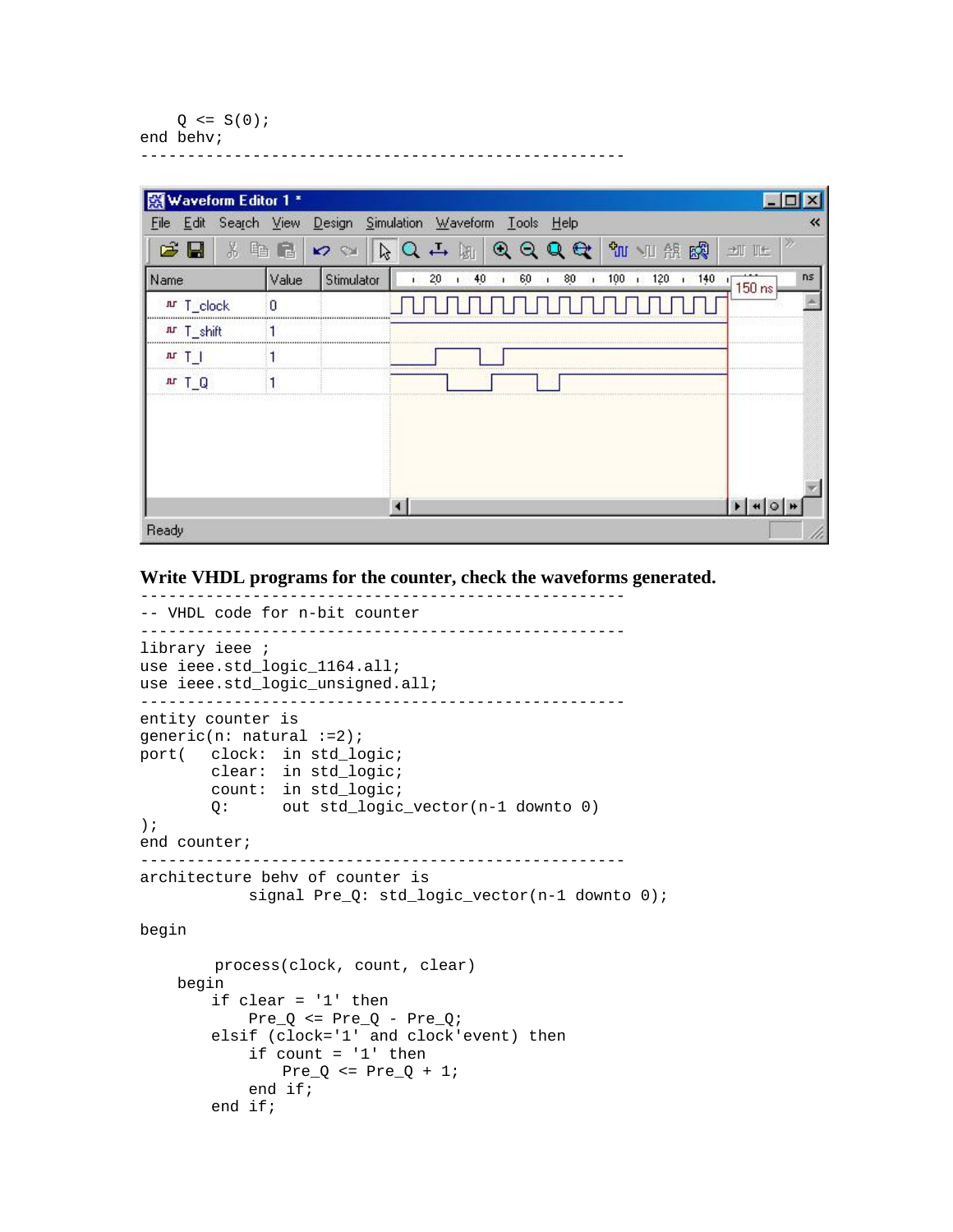```
    Q <= S(0);
end behv;
----------------------------------------------------
```

Waveform Editor 1 *

| Name | Value |
|---|---|
| T_clock | 0 |
| T_shift | 1 |
| T_I | 1 |
| T_Q | 1 |

**Write VHDL programs for the counter, check the waveforms generated.**

```
----------------------------------------------------
-- VHDL code for n-bit counter
----------------------------------------------------
library ieee ;
use ieee.std_logic_1164.all;
use ieee.std_logic_unsigned.all;
----------------------------------------------------
entity counter is
generic(n: natural :=2);
port(   clock:  in std_logic;
        clear:  in std_logic;
        count:  in std_logic;
        Q:      out std_logic_vector(n-1 downto 0)
);
end counter;
----------------------------------------------------
architecture behv of counter is
           signal Pre_Q: std_logic_vector(n-1 downto 0);

begin

        process(clock, count, clear)
    begin
        if clear = '1' then
            Pre_Q <= Pre_Q - Pre_Q;
        elsif (clock='1' and clock'event) then
            if count = '1' then
                Pre_Q <= Pre_Q + 1;
            end if;
        end if;
```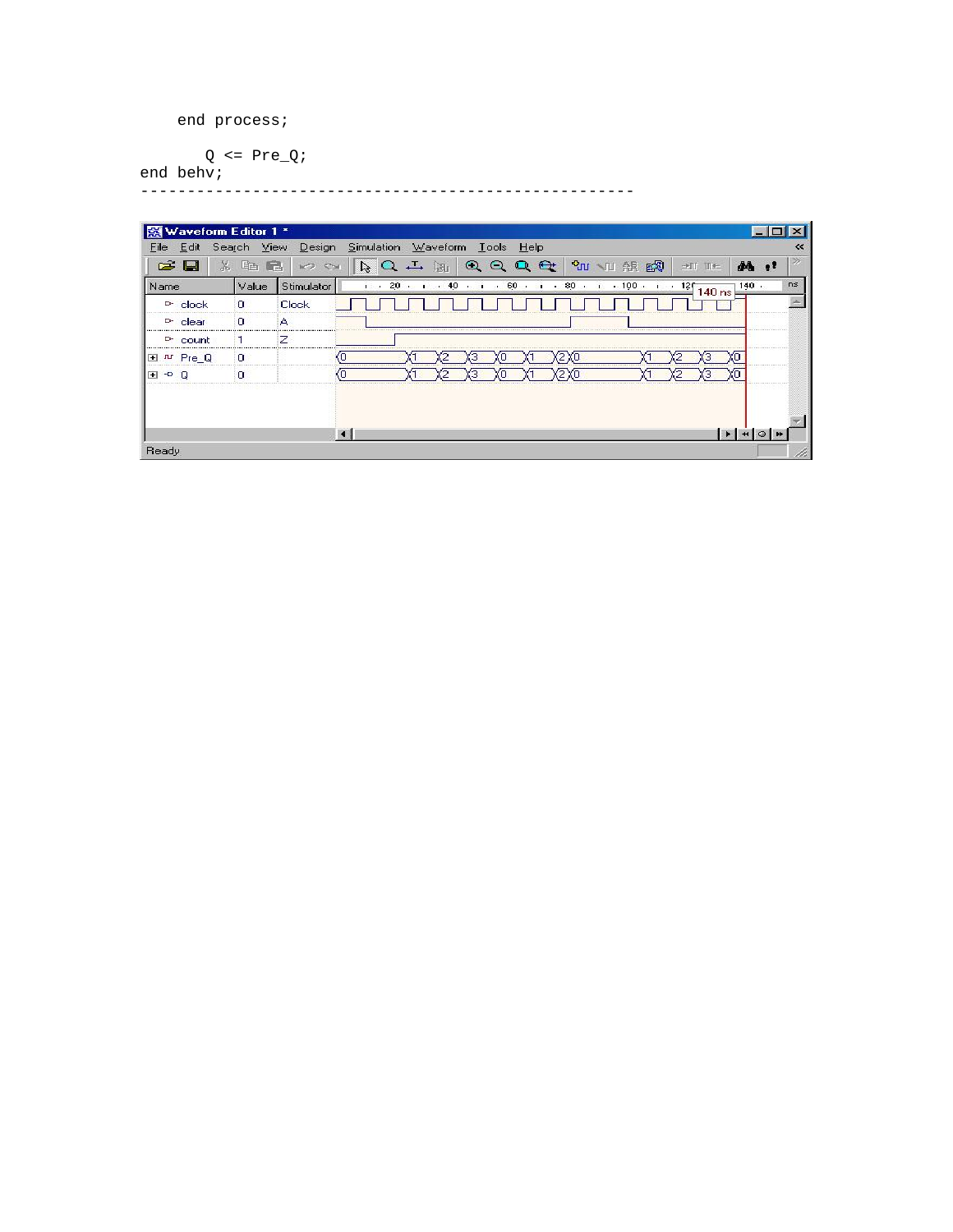```
    end process;

        Q <= Pre_Q;
end behv;
-----------------------------------------------------
```

Waveform Editor 1 *

File Edit Search View Design Simulation Waveform Tools Help

Name Value Stimulator

clock 0 Clock

clear 0 A

count 1 Z

Pre_Q 0

Q 0

20 40 60 80 100 120 140 ns

140 ns

0 1 2 3 0 1 2 0 1 2 3 0

0 1 2 3 0 1 2 0 1 2 3 0

Ready